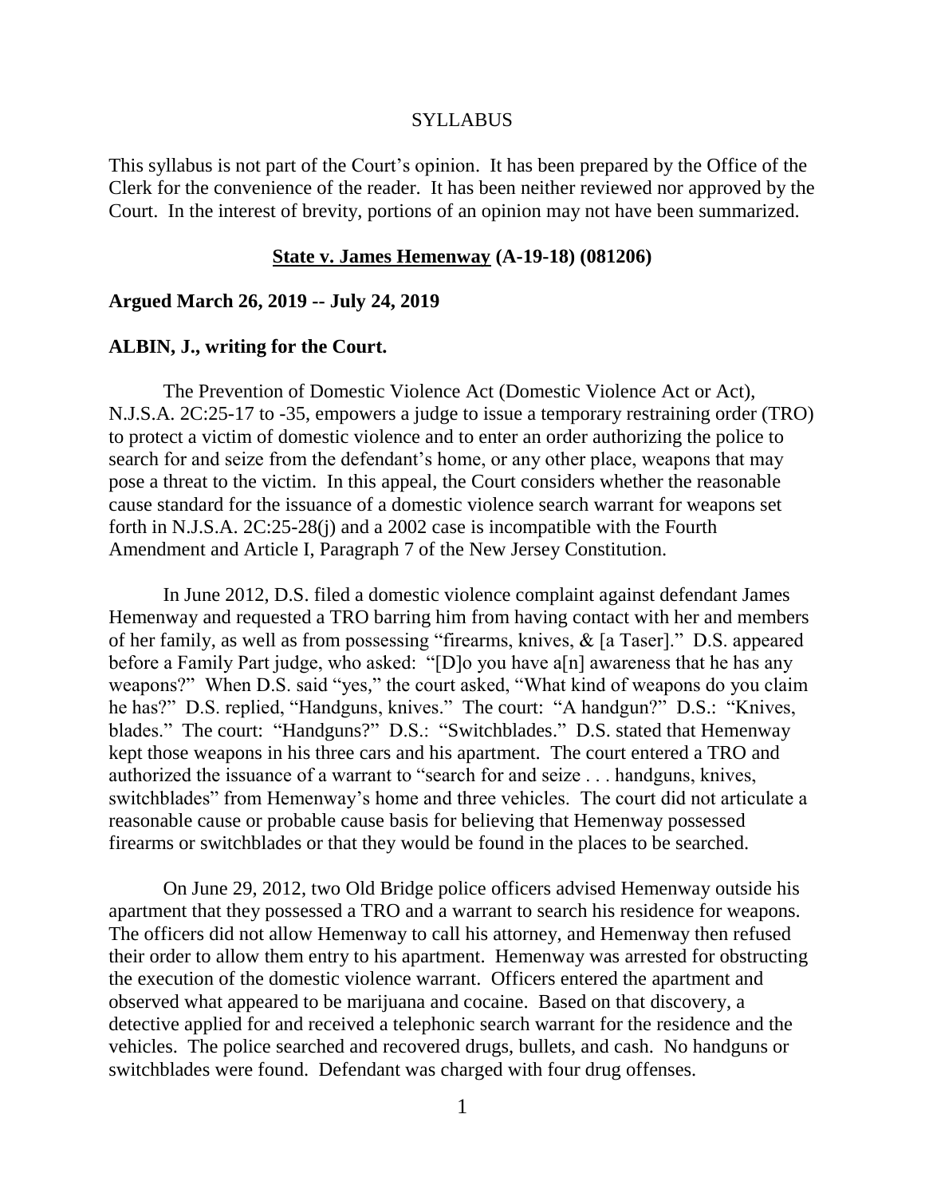SYLLABUS

This syllabus is not part of the Court's opinion. It has been prepared by the Office of the Clerk for the convenience of the reader. It has been neither reviewed nor approved by the Court. In the interest of brevity, portions of an opinion may not have been summarized.

**State v. James Hemenway (A-19-18) (081206)**

**Argued March 26, 2019 -- July 24, 2019**

**ALBIN, J., writing for the Court.**

The Prevention of Domestic Violence Act (Domestic Violence Act or Act), N.J.S.A. 2C:25-17 to -35, empowers a judge to issue a temporary restraining order (TRO) to protect a victim of domestic violence and to enter an order authorizing the police to search for and seize from the defendant's home, or any other place, weapons that may pose a threat to the victim. In this appeal, the Court considers whether the reasonable cause standard for the issuance of a domestic violence search warrant for weapons set forth in N.J.S.A. 2C:25-28(j) and a 2002 case is incompatible with the Fourth Amendment and Article I, Paragraph 7 of the New Jersey Constitution.

In June 2012, D.S. filed a domestic violence complaint against defendant James Hemenway and requested a TRO barring him from having contact with her and members of her family, as well as from possessing "firearms, knives, & [a Taser]." D.S. appeared before a Family Part judge, who asked: "[D]o you have a[n] awareness that he has any weapons?" When D.S. said "yes," the court asked, "What kind of weapons do you claim he has?" D.S. replied, "Handguns, knives." The court: "A handgun?" D.S.: "Knives, blades." The court: "Handguns?" D.S.: "Switchblades." D.S. stated that Hemenway kept those weapons in his three cars and his apartment. The court entered a TRO and authorized the issuance of a warrant to "search for and seize . . . handguns, knives, switchblades" from Hemenway's home and three vehicles. The court did not articulate a reasonable cause or probable cause basis for believing that Hemenway possessed firearms or switchblades or that they would be found in the places to be searched.

On June 29, 2012, two Old Bridge police officers advised Hemenway outside his apartment that they possessed a TRO and a warrant to search his residence for weapons. The officers did not allow Hemenway to call his attorney, and Hemenway then refused their order to allow them entry to his apartment. Hemenway was arrested for obstructing the execution of the domestic violence warrant. Officers entered the apartment and observed what appeared to be marijuana and cocaine. Based on that discovery, a detective applied for and received a telephonic search warrant for the residence and the vehicles. The police searched and recovered drugs, bullets, and cash. No handguns or switchblades were found. Defendant was charged with four drug offenses.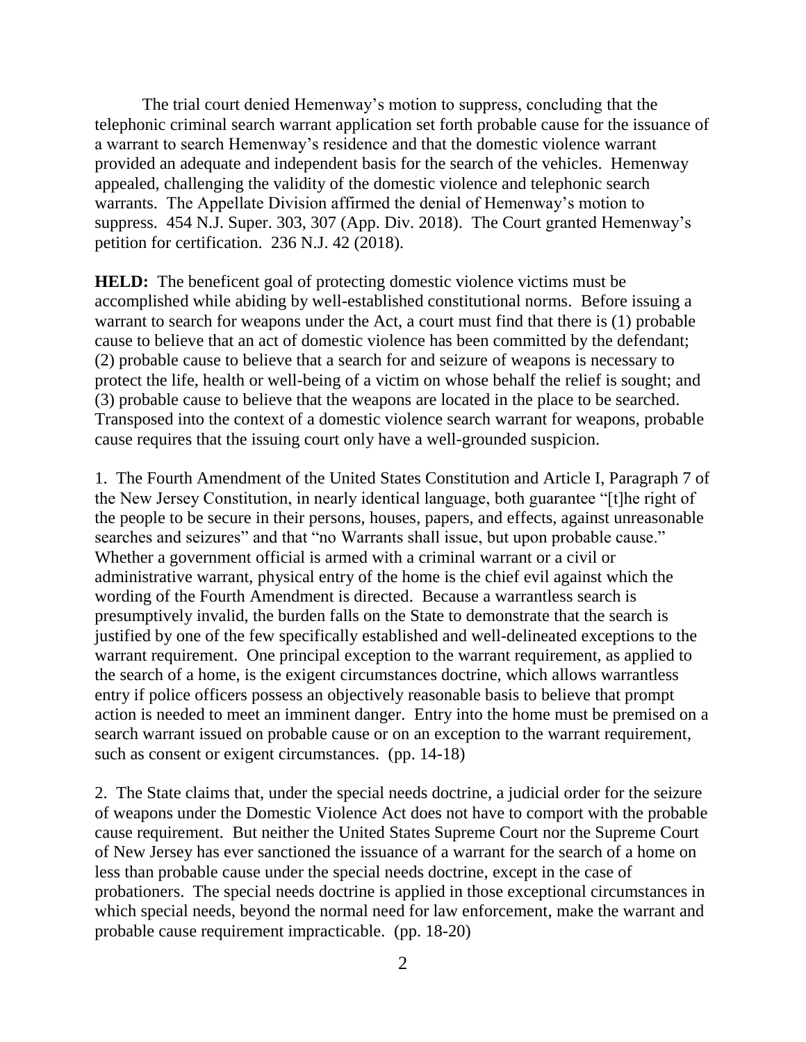The trial court denied Hemenway's motion to suppress, concluding that the telephonic criminal search warrant application set forth probable cause for the issuance of a warrant to search Hemenway's residence and that the domestic violence warrant provided an adequate and independent basis for the search of the vehicles. Hemenway appealed, challenging the validity of the domestic violence and telephonic search warrants. The Appellate Division affirmed the denial of Hemenway's motion to suppress. 454 N.J. Super. 303, 307 (App. Div. 2018). The Court granted Hemenway's petition for certification. 236 N.J. 42 (2018).

**HELD:** The beneficent goal of protecting domestic violence victims must be accomplished while abiding by well-established constitutional norms. Before issuing a warrant to search for weapons under the Act, a court must find that there is (1) probable cause to believe that an act of domestic violence has been committed by the defendant; (2) probable cause to believe that a search for and seizure of weapons is necessary to protect the life, health or well-being of a victim on whose behalf the relief is sought; and (3) probable cause to believe that the weapons are located in the place to be searched. Transposed into the context of a domestic violence search warrant for weapons, probable cause requires that the issuing court only have a well-grounded suspicion.

1. The Fourth Amendment of the United States Constitution and Article I, Paragraph 7 of the New Jersey Constitution, in nearly identical language, both guarantee "[t]he right of the people to be secure in their persons, houses, papers, and effects, against unreasonable searches and seizures" and that "no Warrants shall issue, but upon probable cause." Whether a government official is armed with a criminal warrant or a civil or administrative warrant, physical entry of the home is the chief evil against which the wording of the Fourth Amendment is directed. Because a warrantless search is presumptively invalid, the burden falls on the State to demonstrate that the search is justified by one of the few specifically established and well-delineated exceptions to the warrant requirement. One principal exception to the warrant requirement, as applied to the search of a home, is the exigent circumstances doctrine, which allows warrantless entry if police officers possess an objectively reasonable basis to believe that prompt action is needed to meet an imminent danger. Entry into the home must be premised on a search warrant issued on probable cause or on an exception to the warrant requirement, such as consent or exigent circumstances. (pp. 14-18)

2. The State claims that, under the special needs doctrine, a judicial order for the seizure of weapons under the Domestic Violence Act does not have to comport with the probable cause requirement. But neither the United States Supreme Court nor the Supreme Court of New Jersey has ever sanctioned the issuance of a warrant for the search of a home on less than probable cause under the special needs doctrine, except in the case of probationers. The special needs doctrine is applied in those exceptional circumstances in which special needs, beyond the normal need for law enforcement, make the warrant and probable cause requirement impracticable. (pp. 18-20)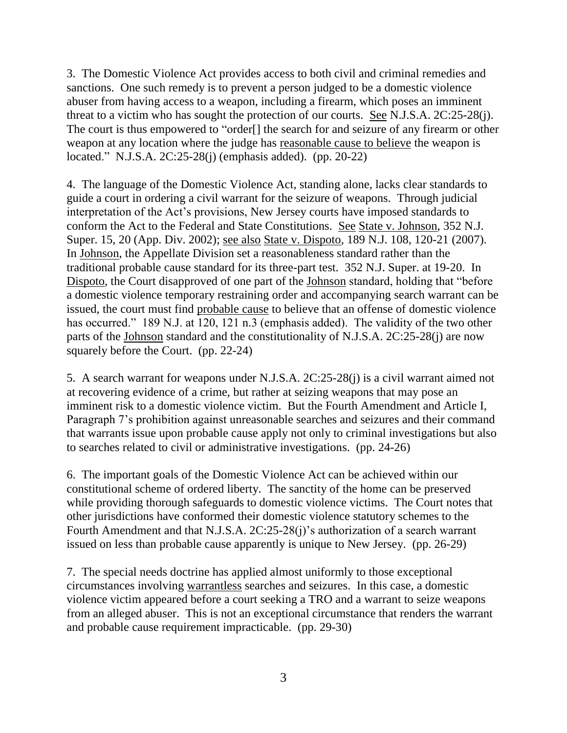3. The Domestic Violence Act provides access to both civil and criminal remedies and sanctions. One such remedy is to prevent a person judged to be a domestic violence abuser from having access to a weapon, including a firearm, which poses an imminent threat to a victim who has sought the protection of our courts. See N.J.S.A. 2C:25-28(j). The court is thus empowered to "order[] the search for and seizure of any firearm or other weapon at any location where the judge has reasonable cause to believe the weapon is located." N.J.S.A. 2C:25-28(j) (emphasis added). (pp. 20-22)

4. The language of the Domestic Violence Act, standing alone, lacks clear standards to guide a court in ordering a civil warrant for the seizure of weapons. Through judicial interpretation of the Act's provisions, New Jersey courts have imposed standards to conform the Act to the Federal and State Constitutions. See State v. Johnson, 352 N.J. Super. 15, 20 (App. Div. 2002); see also State v. Dispoto, 189 N.J. 108, 120-21 (2007). In Johnson, the Appellate Division set a reasonableness standard rather than the traditional probable cause standard for its three-part test. 352 N.J. Super. at 19-20. In Dispoto, the Court disapproved of one part of the Johnson standard, holding that "before a domestic violence temporary restraining order and accompanying search warrant can be issued, the court must find probable cause to believe that an offense of domestic violence has occurred." 189 N.J. at 120, 121 n.3 (emphasis added). The validity of the two other parts of the Johnson standard and the constitutionality of N.J.S.A. 2C:25-28(j) are now squarely before the Court. (pp. 22-24)

5. A search warrant for weapons under N.J.S.A. 2C:25-28(j) is a civil warrant aimed not at recovering evidence of a crime, but rather at seizing weapons that may pose an imminent risk to a domestic violence victim. But the Fourth Amendment and Article I, Paragraph 7's prohibition against unreasonable searches and seizures and their command that warrants issue upon probable cause apply not only to criminal investigations but also to searches related to civil or administrative investigations. (pp. 24-26)

6. The important goals of the Domestic Violence Act can be achieved within our constitutional scheme of ordered liberty. The sanctity of the home can be preserved while providing thorough safeguards to domestic violence victims. The Court notes that other jurisdictions have conformed their domestic violence statutory schemes to the Fourth Amendment and that N.J.S.A. 2C:25-28(j)'s authorization of a search warrant issued on less than probable cause apparently is unique to New Jersey. (pp. 26-29)

7. The special needs doctrine has applied almost uniformly to those exceptional circumstances involving warrantless searches and seizures. In this case, a domestic violence victim appeared before a court seeking a TRO and a warrant to seize weapons from an alleged abuser. This is not an exceptional circumstance that renders the warrant and probable cause requirement impracticable. (pp. 29-30)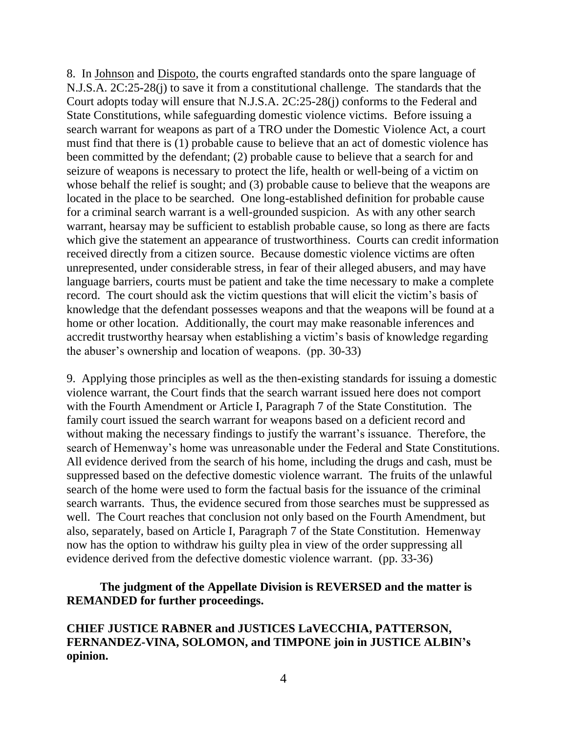8. In Johnson and Dispoto, the courts engrafted standards onto the spare language of N.J.S.A. 2C:25-28(j) to save it from a constitutional challenge. The standards that the Court adopts today will ensure that N.J.S.A. 2C:25-28(j) conforms to the Federal and State Constitutions, while safeguarding domestic violence victims. Before issuing a search warrant for weapons as part of a TRO under the Domestic Violence Act, a court must find that there is (1) probable cause to believe that an act of domestic violence has been committed by the defendant; (2) probable cause to believe that a search for and seizure of weapons is necessary to protect the life, health or well-being of a victim on whose behalf the relief is sought; and (3) probable cause to believe that the weapons are located in the place to be searched. One long-established definition for probable cause for a criminal search warrant is a well-grounded suspicion. As with any other search warrant, hearsay may be sufficient to establish probable cause, so long as there are facts which give the statement an appearance of trustworthiness. Courts can credit information received directly from a citizen source. Because domestic violence victims are often unrepresented, under considerable stress, in fear of their alleged abusers, and may have language barriers, courts must be patient and take the time necessary to make a complete record. The court should ask the victim questions that will elicit the victim's basis of knowledge that the defendant possesses weapons and that the weapons will be found at a home or other location. Additionally, the court may make reasonable inferences and accredit trustworthy hearsay when establishing a victim's basis of knowledge regarding the abuser's ownership and location of weapons. (pp. 30-33)

9. Applying those principles as well as the then-existing standards for issuing a domestic violence warrant, the Court finds that the search warrant issued here does not comport with the Fourth Amendment or Article I, Paragraph 7 of the State Constitution. The family court issued the search warrant for weapons based on a deficient record and without making the necessary findings to justify the warrant's issuance. Therefore, the search of Hemenway's home was unreasonable under the Federal and State Constitutions. All evidence derived from the search of his home, including the drugs and cash, must be suppressed based on the defective domestic violence warrant. The fruits of the unlawful search of the home were used to form the factual basis for the issuance of the criminal search warrants. Thus, the evidence secured from those searches must be suppressed as well. The Court reaches that conclusion not only based on the Fourth Amendment, but also, separately, based on Article I, Paragraph 7 of the State Constitution. Hemenway now has the option to withdraw his guilty plea in view of the order suppressing all evidence derived from the defective domestic violence warrant. (pp. 33-36)

**The judgment of the Appellate Division is REVERSED and the matter is REMANDED for further proceedings.**

**CHIEF JUSTICE RABNER and JUSTICES LaVECCHIA, PATTERSON, FERNANDEZ-VINA, SOLOMON, and TIMPONE join in JUSTICE ALBIN's opinion.**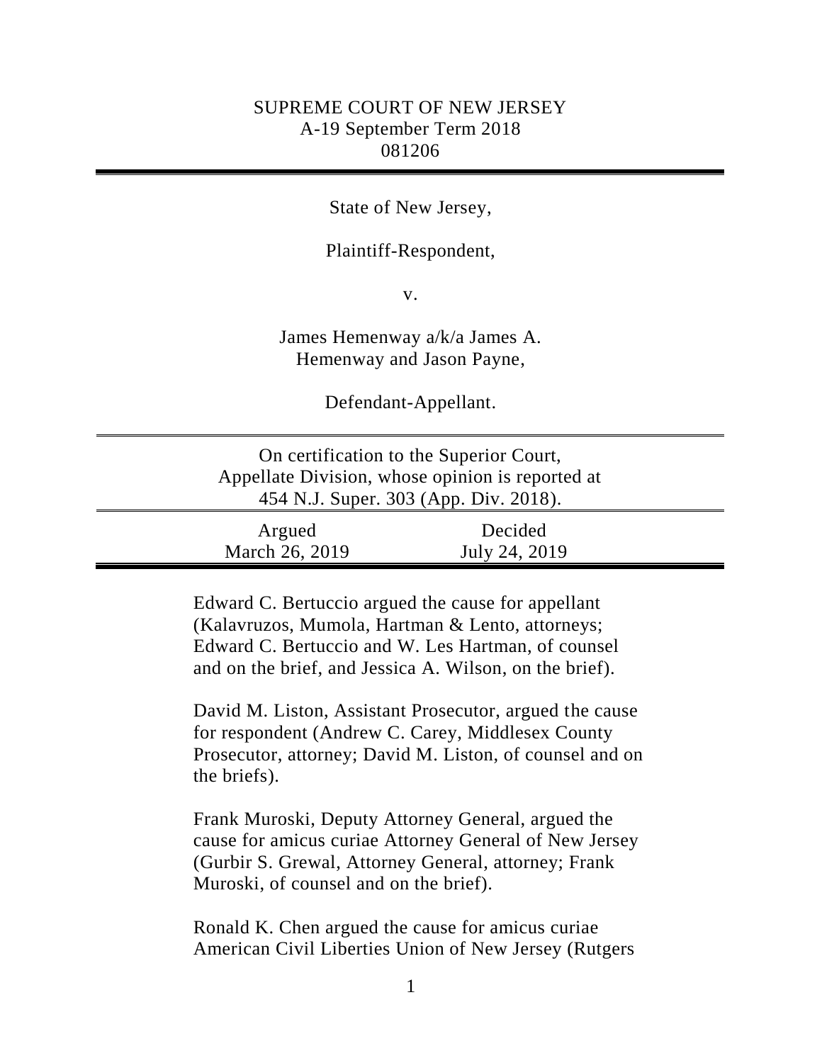SUPREME COURT OF NEW JERSEY
A-19 September Term 2018
081206

---

State of New Jersey,

Plaintiff-Respondent,

v.

James Hemenway a/k/a James A. Hemenway and Jason Payne,

Defendant-Appellant.

---

On certification to the Superior Court, Appellate Division, whose opinion is reported at 454 N.J. Super. 303 (App. Div. 2018).

| Argued | Decided |
| --- | --- |
| March 26, 2019 | July 24, 2019 |

---

Edward C. Bertuccio argued the cause for appellant (Kalavruzos, Mumola, Hartman & Lento, attorneys; Edward C. Bertuccio and W. Les Hartman, of counsel and on the brief, and Jessica A. Wilson, on the brief).

David M. Liston, Assistant Prosecutor, argued the cause for respondent (Andrew C. Carey, Middlesex County Prosecutor, attorney; David M. Liston, of counsel and on the briefs).

Frank Muroski, Deputy Attorney General, argued the cause for amicus curiae Attorney General of New Jersey (Gurbir S. Grewal, Attorney General, attorney; Frank Muroski, of counsel and on the brief).

Ronald K. Chen argued the cause for amicus curiae American Civil Liberties Union of New Jersey (Rutgers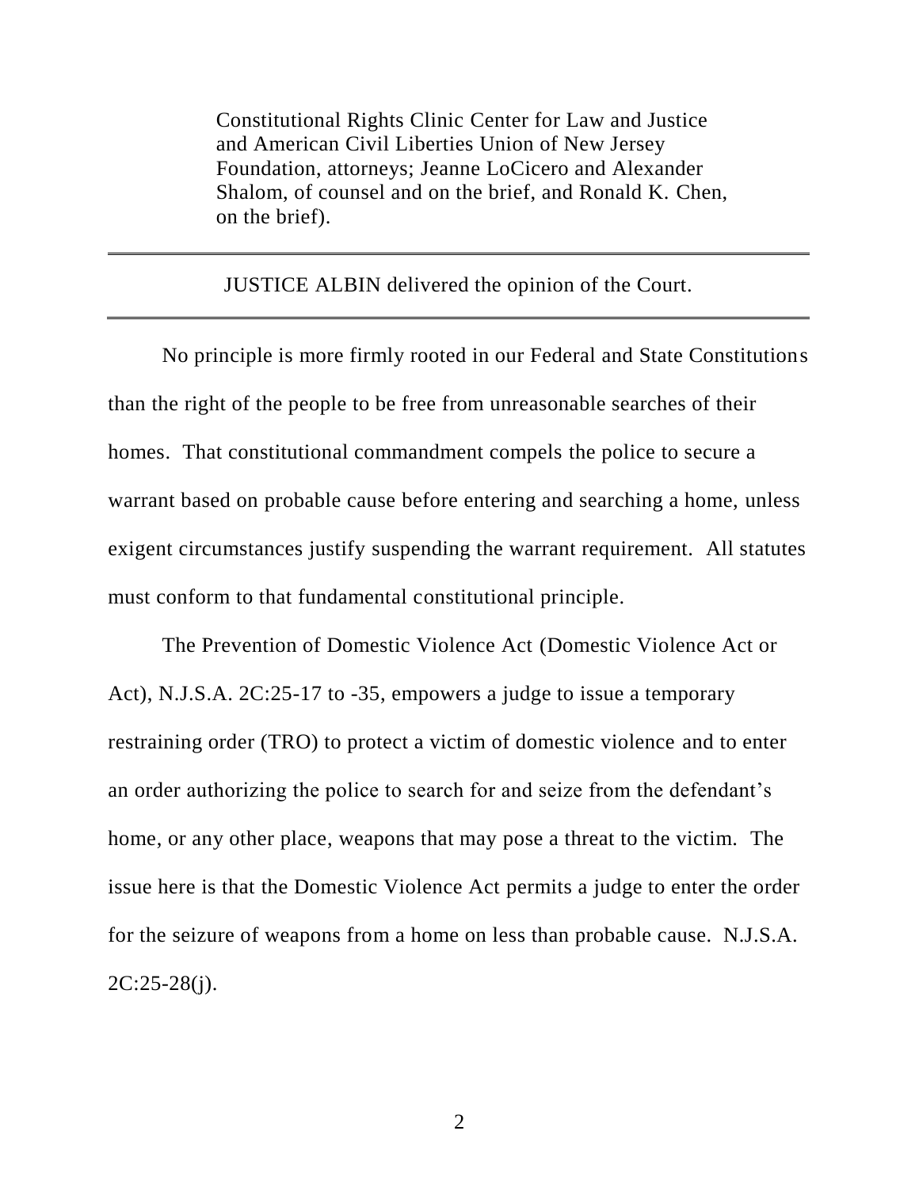Constitutional Rights Clinic Center for Law and Justice and American Civil Liberties Union of New Jersey Foundation, attorneys; Jeanne LoCicero and Alexander Shalom, of counsel and on the brief, and Ronald K. Chen, on the brief).

---

JUSTICE ALBIN delivered the opinion of the Court.

---

No principle is more firmly rooted in our Federal and State Constitutions than the right of the people to be free from unreasonable searches of their homes. That constitutional commandment compels the police to secure a warrant based on probable cause before entering and searching a home, unless exigent circumstances justify suspending the warrant requirement. All statutes must conform to that fundamental constitutional principle.

The Prevention of Domestic Violence Act (Domestic Violence Act or Act), N.J.S.A. 2C:25-17 to -35, empowers a judge to issue a temporary restraining order (TRO) to protect a victim of domestic violence and to enter an order authorizing the police to search for and seize from the defendant's home, or any other place, weapons that may pose a threat to the victim. The issue here is that the Domestic Violence Act permits a judge to enter the order for the seizure of weapons from a home on less than probable cause. N.J.S.A. 2C:25-28(j).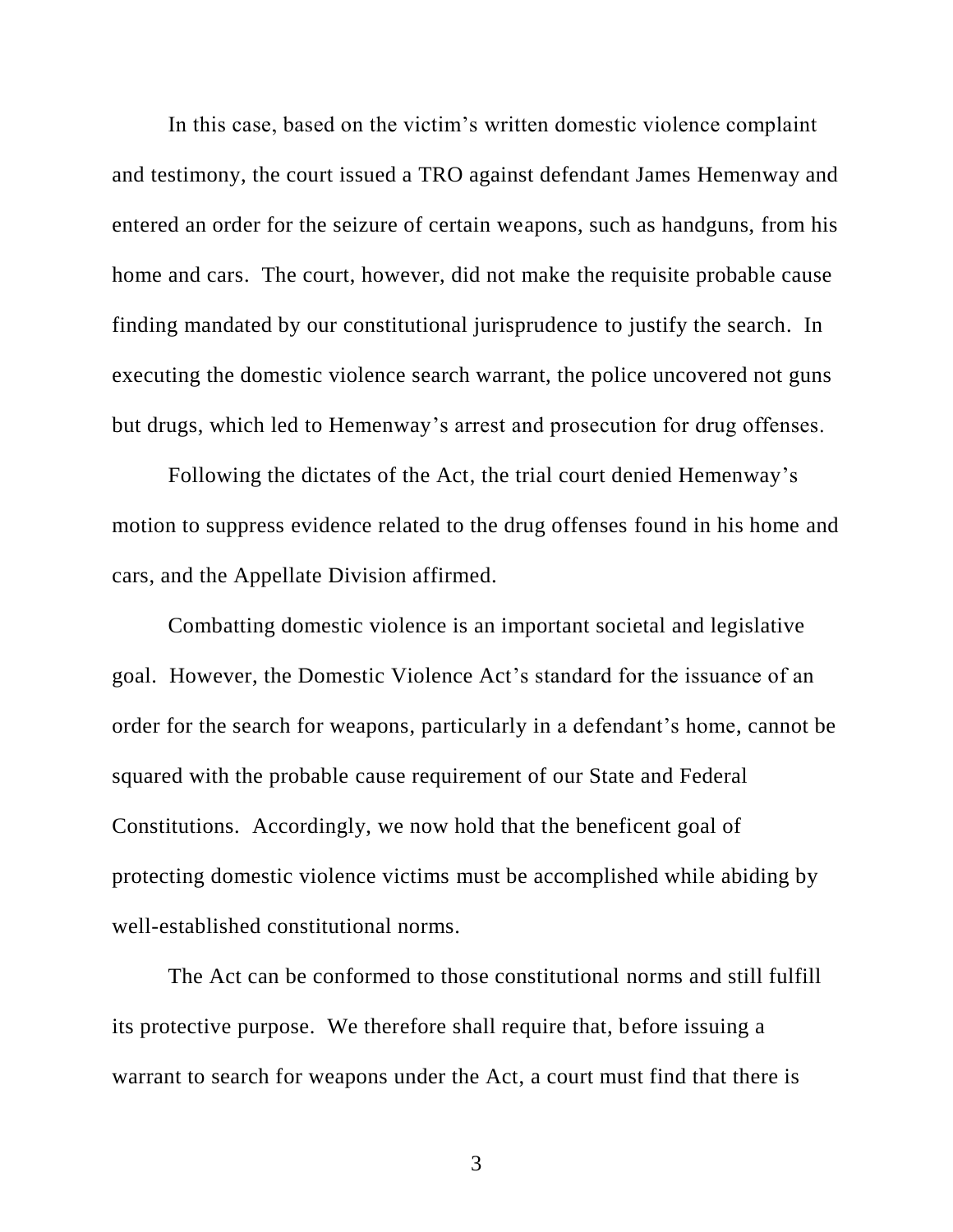In this case, based on the victim's written domestic violence complaint and testimony, the court issued a TRO against defendant James Hemenway and entered an order for the seizure of certain weapons, such as handguns, from his home and cars. The court, however, did not make the requisite probable cause finding mandated by our constitutional jurisprudence to justify the search. In executing the domestic violence search warrant, the police uncovered not guns but drugs, which led to Hemenway's arrest and prosecution for drug offenses.

Following the dictates of the Act, the trial court denied Hemenway's motion to suppress evidence related to the drug offenses found in his home and cars, and the Appellate Division affirmed.

Combatting domestic violence is an important societal and legislative goal. However, the Domestic Violence Act's standard for the issuance of an order for the search for weapons, particularly in a defendant's home, cannot be squared with the probable cause requirement of our State and Federal Constitutions. Accordingly, we now hold that the beneficent goal of protecting domestic violence victims must be accomplished while abiding by well-established constitutional norms.

The Act can be conformed to those constitutional norms and still fulfill its protective purpose. We therefore shall require that, before issuing a warrant to search for weapons under the Act, a court must find that there is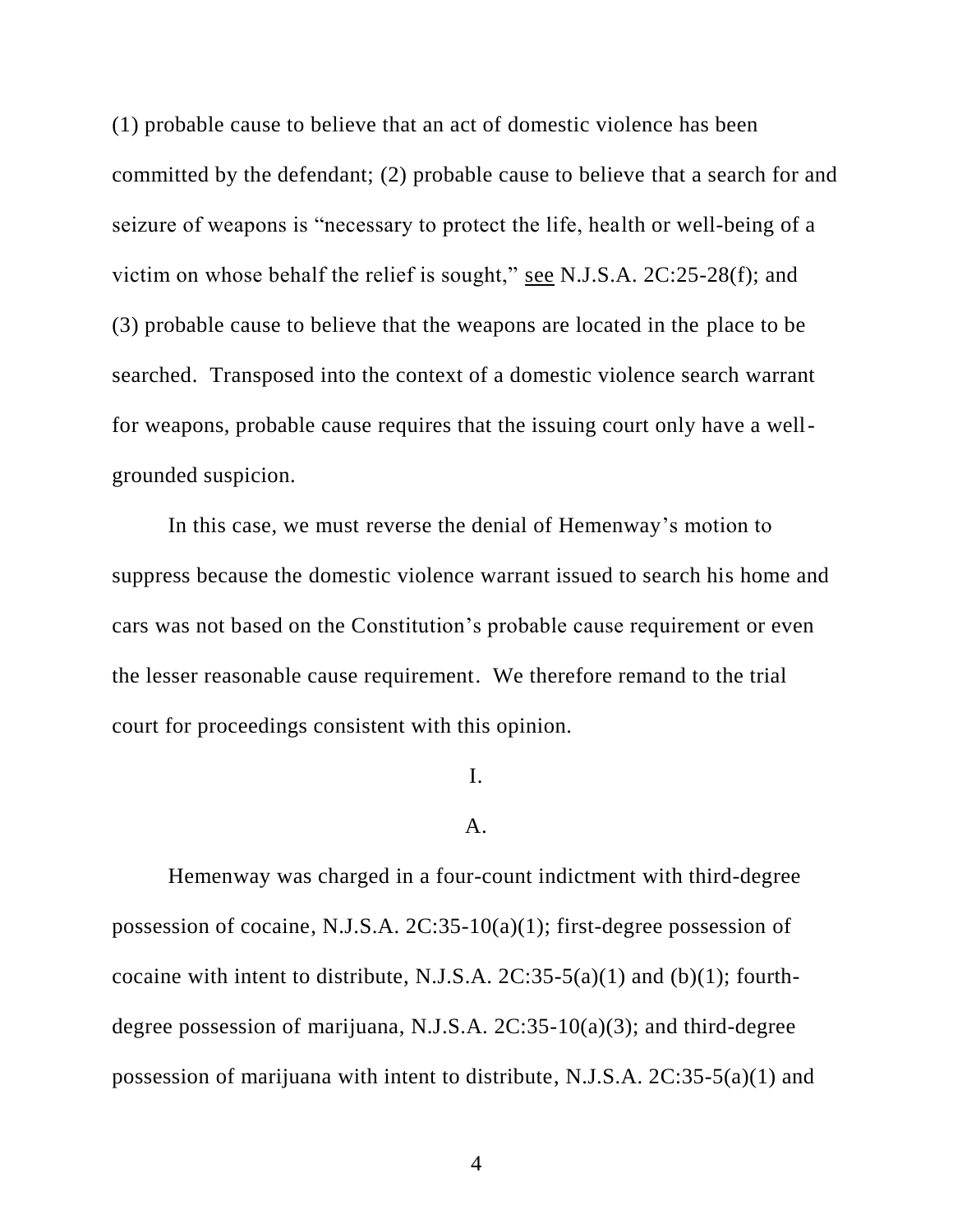(1) probable cause to believe that an act of domestic violence has been committed by the defendant; (2) probable cause to believe that a search for and seizure of weapons is "necessary to protect the life, health or well-being of a victim on whose behalf the relief is sought," see N.J.S.A. 2C:25-28(f); and (3) probable cause to believe that the weapons are located in the place to be searched. Transposed into the context of a domestic violence search warrant for weapons, probable cause requires that the issuing court only have a well-grounded suspicion.

In this case, we must reverse the denial of Hemenway's motion to suppress because the domestic violence warrant issued to search his home and cars was not based on the Constitution's probable cause requirement or even the lesser reasonable cause requirement. We therefore remand to the trial court for proceedings consistent with this opinion.

## I.

### A.

Hemenway was charged in a four-count indictment with third-degree possession of cocaine, N.J.S.A. 2C:35-10(a)(1); first-degree possession of cocaine with intent to distribute, N.J.S.A. 2C:35-5(a)(1) and (b)(1); fourth-degree possession of marijuana, N.J.S.A. 2C:35-10(a)(3); and third-degree possession of marijuana with intent to distribute, N.J.S.A. 2C:35-5(a)(1) and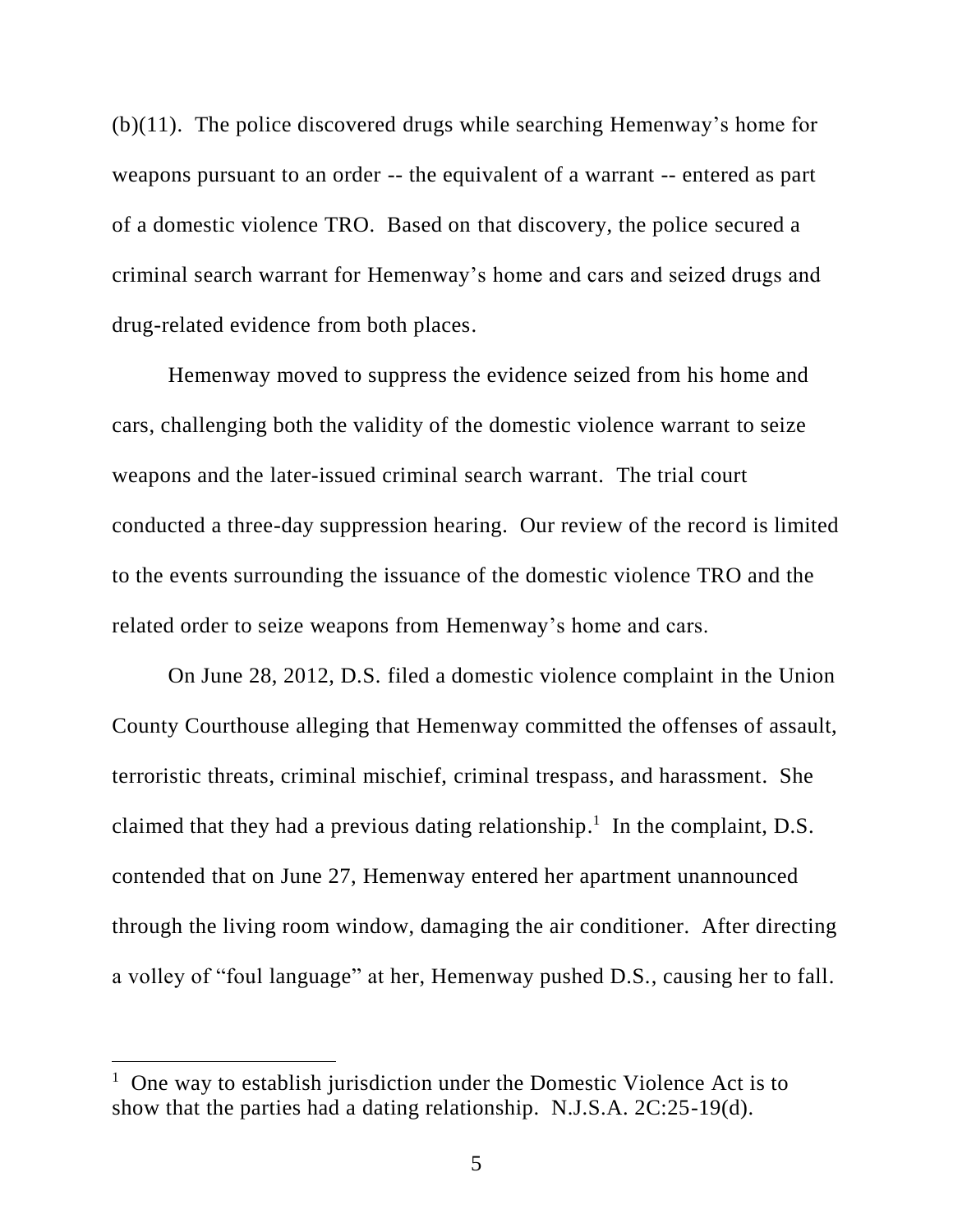(b)(11). The police discovered drugs while searching Hemenway's home for weapons pursuant to an order -- the equivalent of a warrant -- entered as part of a domestic violence TRO. Based on that discovery, the police secured a criminal search warrant for Hemenway's home and cars and seized drugs and drug-related evidence from both places.

Hemenway moved to suppress the evidence seized from his home and cars, challenging both the validity of the domestic violence warrant to seize weapons and the later-issued criminal search warrant. The trial court conducted a three-day suppression hearing. Our review of the record is limited to the events surrounding the issuance of the domestic violence TRO and the related order to seize weapons from Hemenway's home and cars.

On June 28, 2012, D.S. filed a domestic violence complaint in the Union County Courthouse alleging that Hemenway committed the offenses of assault, terroristic threats, criminal mischief, criminal trespass, and harassment. She claimed that they had a previous dating relationship.[1] In the complaint, D.S. contended that on June 27, Hemenway entered her apartment unannounced through the living room window, damaging the air conditioner. After directing a volley of "foul language" at her, Hemenway pushed D.S., causing her to fall.

---

[1] One way to establish jurisdiction under the Domestic Violence Act is to show that the parties had a dating relationship. N.J.S.A. 2C:25-19(d).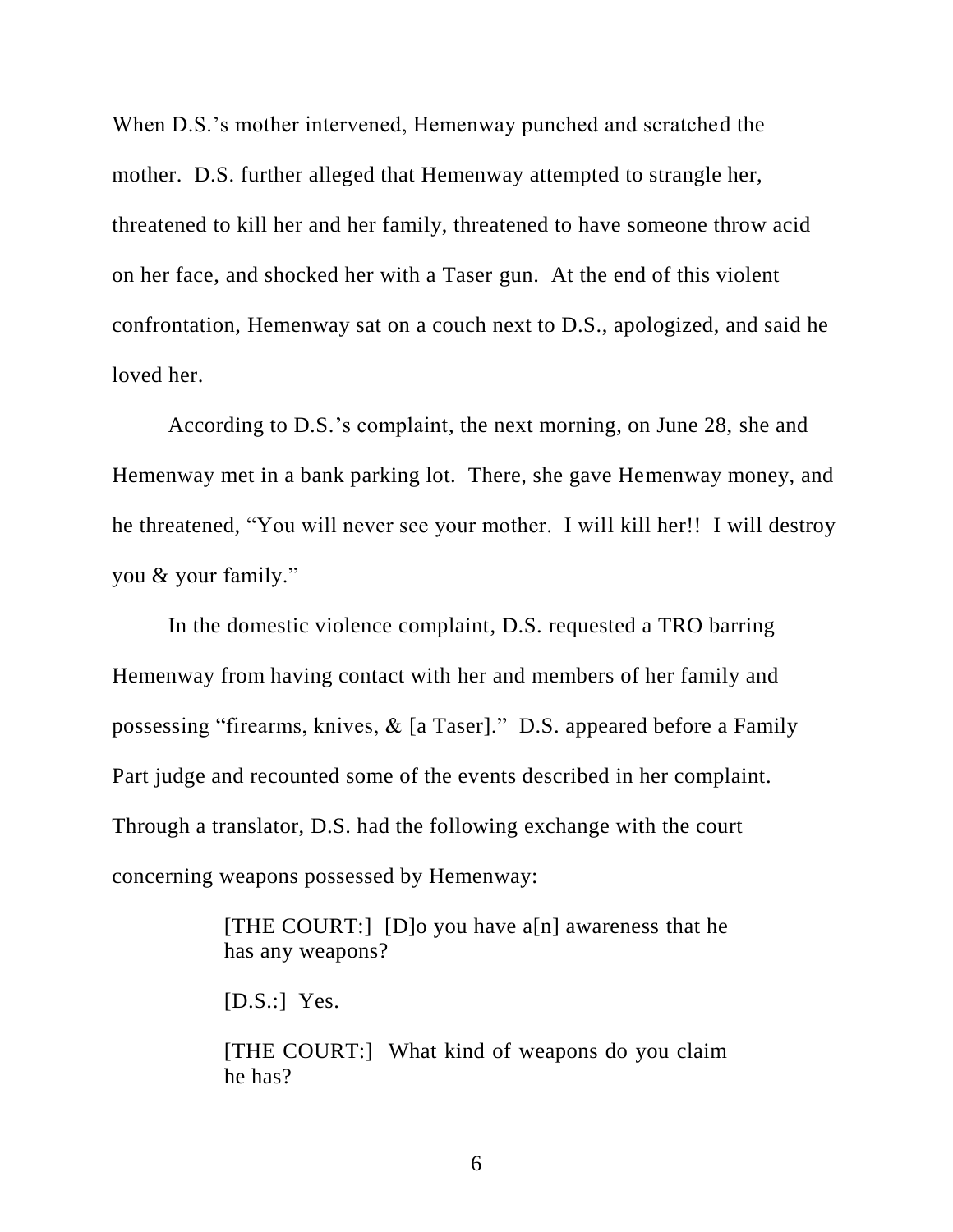When D.S.'s mother intervened, Hemenway punched and scratched the mother. D.S. further alleged that Hemenway attempted to strangle her, threatened to kill her and her family, threatened to have someone throw acid on her face, and shocked her with a Taser gun. At the end of this violent confrontation, Hemenway sat on a couch next to D.S., apologized, and said he loved her.

According to D.S.'s complaint, the next morning, on June 28, she and Hemenway met in a bank parking lot. There, she gave Hemenway money, and he threatened, "You will never see your mother. I will kill her!! I will destroy you & your family."

In the domestic violence complaint, D.S. requested a TRO barring Hemenway from having contact with her and members of her family and possessing "firearms, knives, & [a Taser]." D.S. appeared before a Family Part judge and recounted some of the events described in her complaint. Through a translator, D.S. had the following exchange with the court concerning weapons possessed by Hemenway:

> [THE COURT:] [D]o you have a[n] awareness that he has any weapons?
>
> [D.S.:] Yes.
>
> [THE COURT:] What kind of weapons do you claim he has?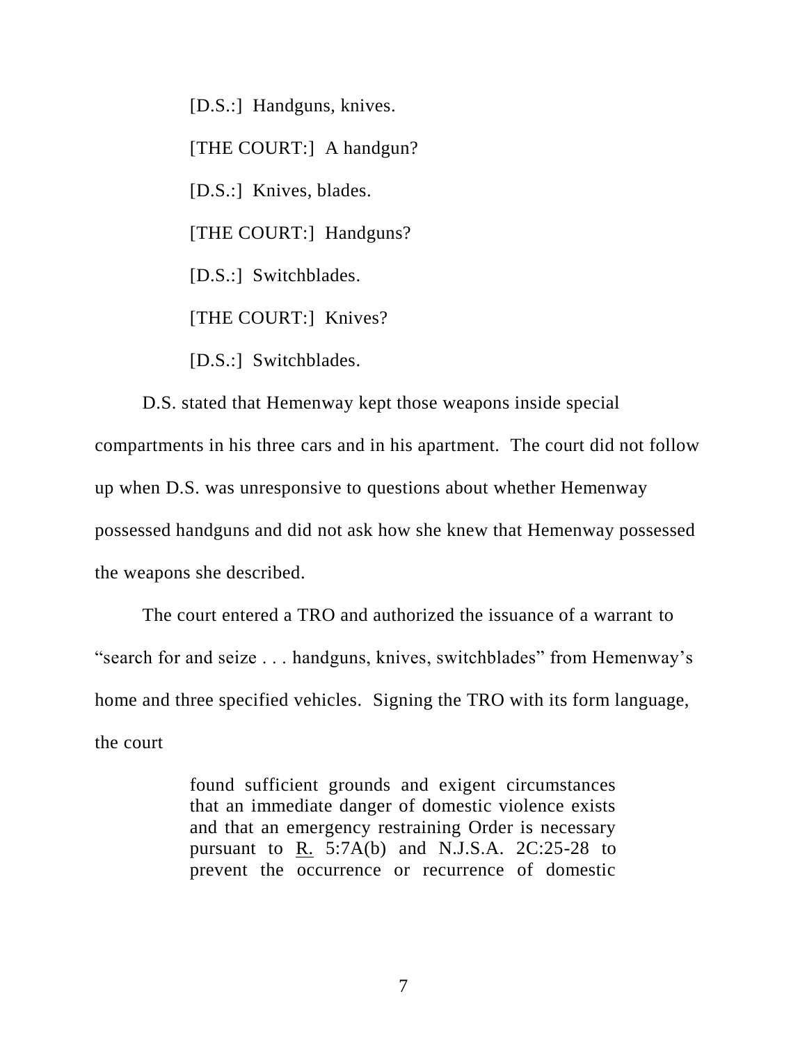[D.S.:] Handguns, knives.

[THE COURT:] A handgun?

[D.S.:] Knives, blades.

[THE COURT:] Handguns?

[D.S.:] Switchblades.

[THE COURT:] Knives?

[D.S.:] Switchblades.

D.S. stated that Hemenway kept those weapons inside special compartments in his three cars and in his apartment. The court did not follow up when D.S. was unresponsive to questions about whether Hemenway possessed handguns and did not ask how she knew that Hemenway possessed the weapons she described.

The court entered a TRO and authorized the issuance of a warrant to "search for and seize . . . handguns, knives, switchblades" from Hemenway's home and three specified vehicles. Signing the TRO with its form language, the court

> found sufficient grounds and exigent circumstances that an immediate danger of domestic violence exists and that an emergency restraining Order is necessary pursuant to R. 5:7A(b) and N.J.S.A. 2C:25-28 to prevent the occurrence or recurrence of domestic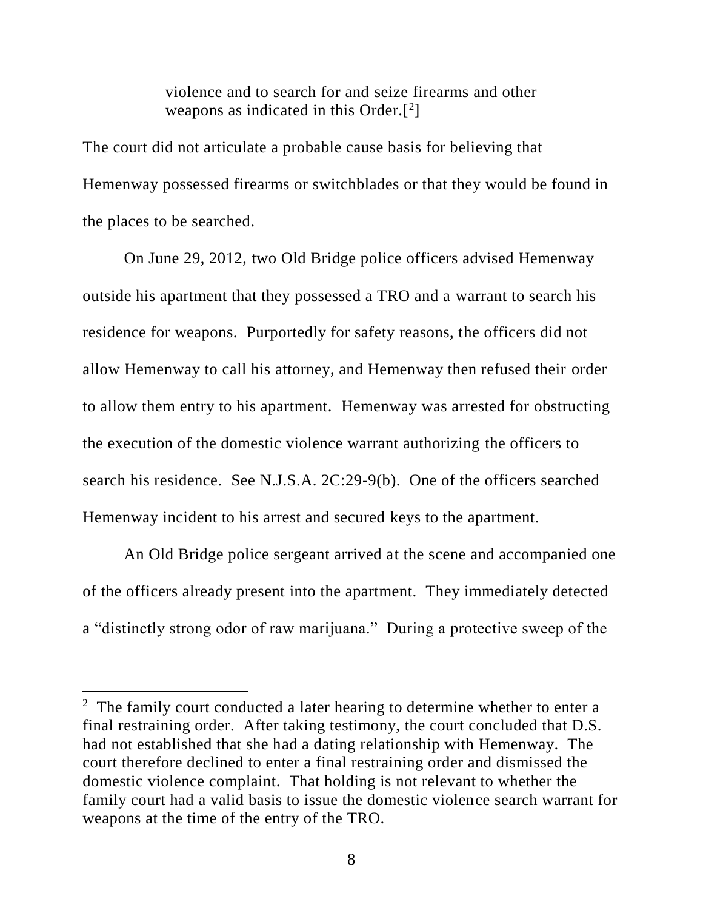> violence and to search for and seize firearms and other weapons as indicated in this Order.[2]

The court did not articulate a probable cause basis for believing that Hemenway possessed firearms or switchblades or that they would be found in the places to be searched.

On June 29, 2012, two Old Bridge police officers advised Hemenway outside his apartment that they possessed a TRO and a warrant to search his residence for weapons. Purportedly for safety reasons, the officers did not allow Hemenway to call his attorney, and Hemenway then refused their order to allow them entry to his apartment. Hemenway was arrested for obstructing the execution of the domestic violence warrant authorizing the officers to search his residence. See N.J.S.A. 2C:29-9(b). One of the officers searched Hemenway incident to his arrest and secured keys to the apartment.

An Old Bridge police sergeant arrived at the scene and accompanied one of the officers already present into the apartment. They immediately detected a "distinctly strong odor of raw marijuana." During a protective sweep of the

---

[2] The family court conducted a later hearing to determine whether to enter a final restraining order. After taking testimony, the court concluded that D.S. had not established that she had a dating relationship with Hemenway. The court therefore declined to enter a final restraining order and dismissed the domestic violence complaint. That holding is not relevant to whether the family court had a valid basis to issue the domestic violence search warrant for weapons at the time of the entry of the TRO.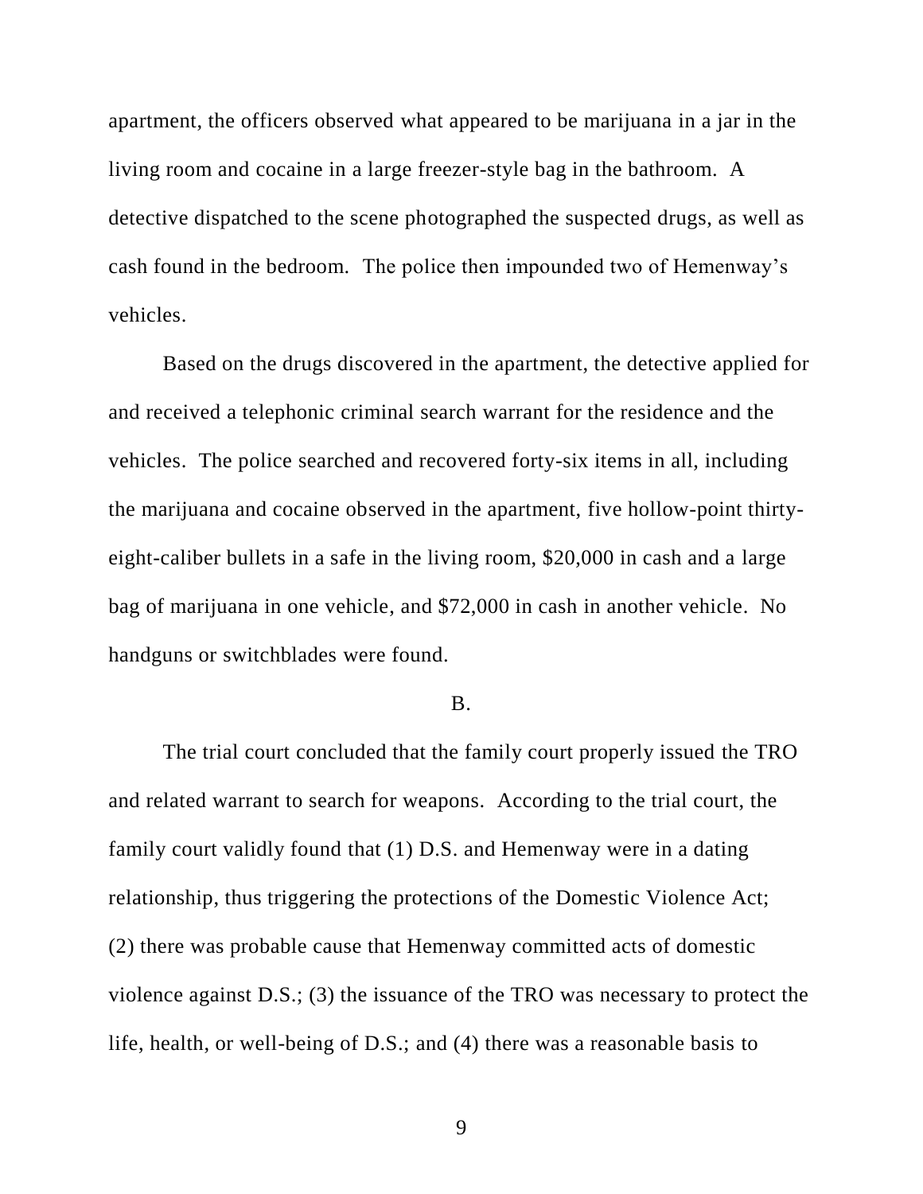apartment, the officers observed what appeared to be marijuana in a jar in the living room and cocaine in a large freezer-style bag in the bathroom. A detective dispatched to the scene photographed the suspected drugs, as well as cash found in the bedroom. The police then impounded two of Hemenway's vehicles.

Based on the drugs discovered in the apartment, the detective applied for and received a telephonic criminal search warrant for the residence and the vehicles. The police searched and recovered forty-six items in all, including the marijuana and cocaine observed in the apartment, five hollow-point thirty-eight-caliber bullets in a safe in the living room, $20,000 in cash and a large bag of marijuana in one vehicle, and $72,000 in cash in another vehicle. No handguns or switchblades were found.

B.

The trial court concluded that the family court properly issued the TRO and related warrant to search for weapons. According to the trial court, the family court validly found that (1) D.S. and Hemenway were in a dating relationship, thus triggering the protections of the Domestic Violence Act; (2) there was probable cause that Hemenway committed acts of domestic violence against D.S.; (3) the issuance of the TRO was necessary to protect the life, health, or well-being of D.S.; and (4) there was a reasonable basis to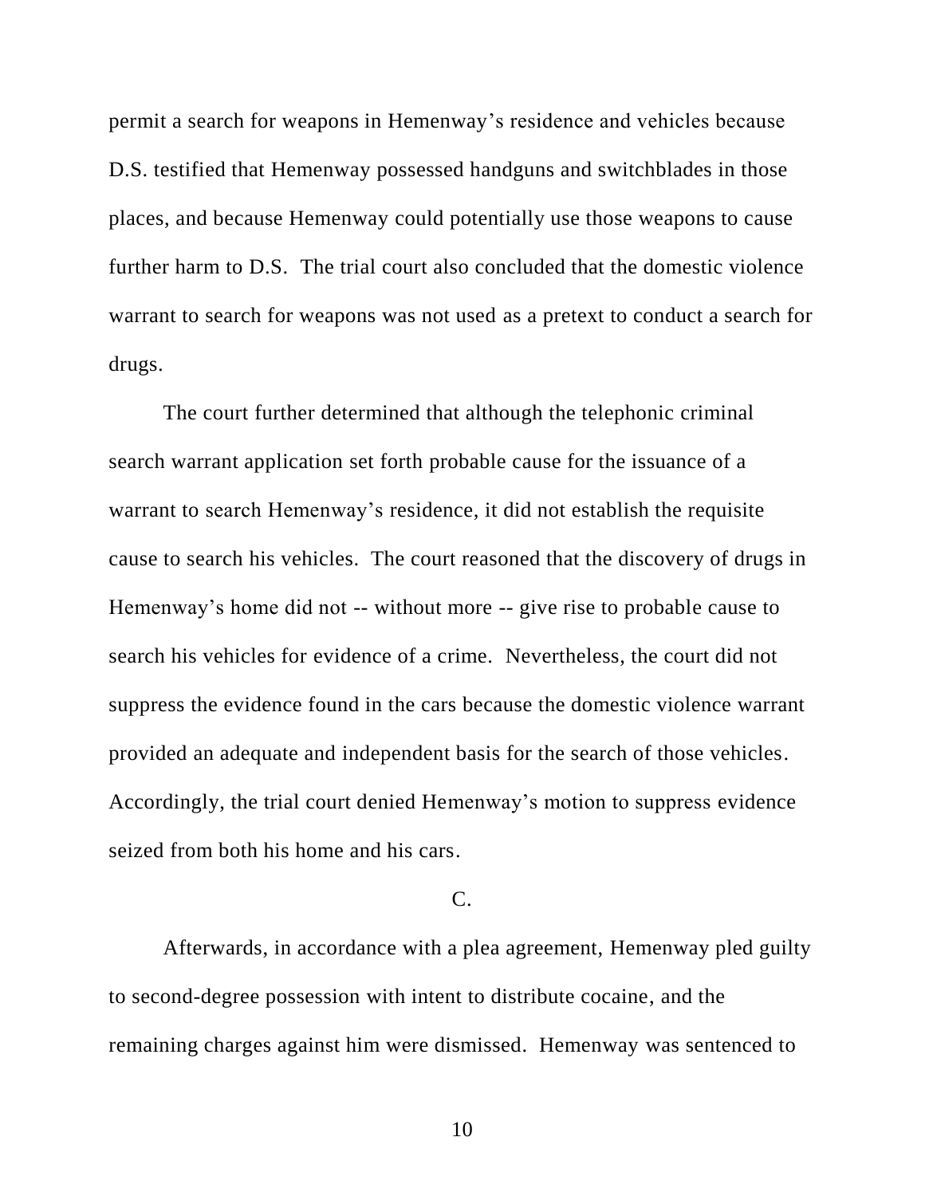permit a search for weapons in Hemenway's residence and vehicles because D.S. testified that Hemenway possessed handguns and switchblades in those places, and because Hemenway could potentially use those weapons to cause further harm to D.S. The trial court also concluded that the domestic violence warrant to search for weapons was not used as a pretext to conduct a search for drugs.

The court further determined that although the telephonic criminal search warrant application set forth probable cause for the issuance of a warrant to search Hemenway's residence, it did not establish the requisite cause to search his vehicles. The court reasoned that the discovery of drugs in Hemenway's home did not -- without more -- give rise to probable cause to search his vehicles for evidence of a crime. Nevertheless, the court did not suppress the evidence found in the cars because the domestic violence warrant provided an adequate and independent basis for the search of those vehicles. Accordingly, the trial court denied Hemenway's motion to suppress evidence seized from both his home and his cars.

C.

Afterwards, in accordance with a plea agreement, Hemenway pled guilty to second-degree possession with intent to distribute cocaine, and the remaining charges against him were dismissed. Hemenway was sentenced to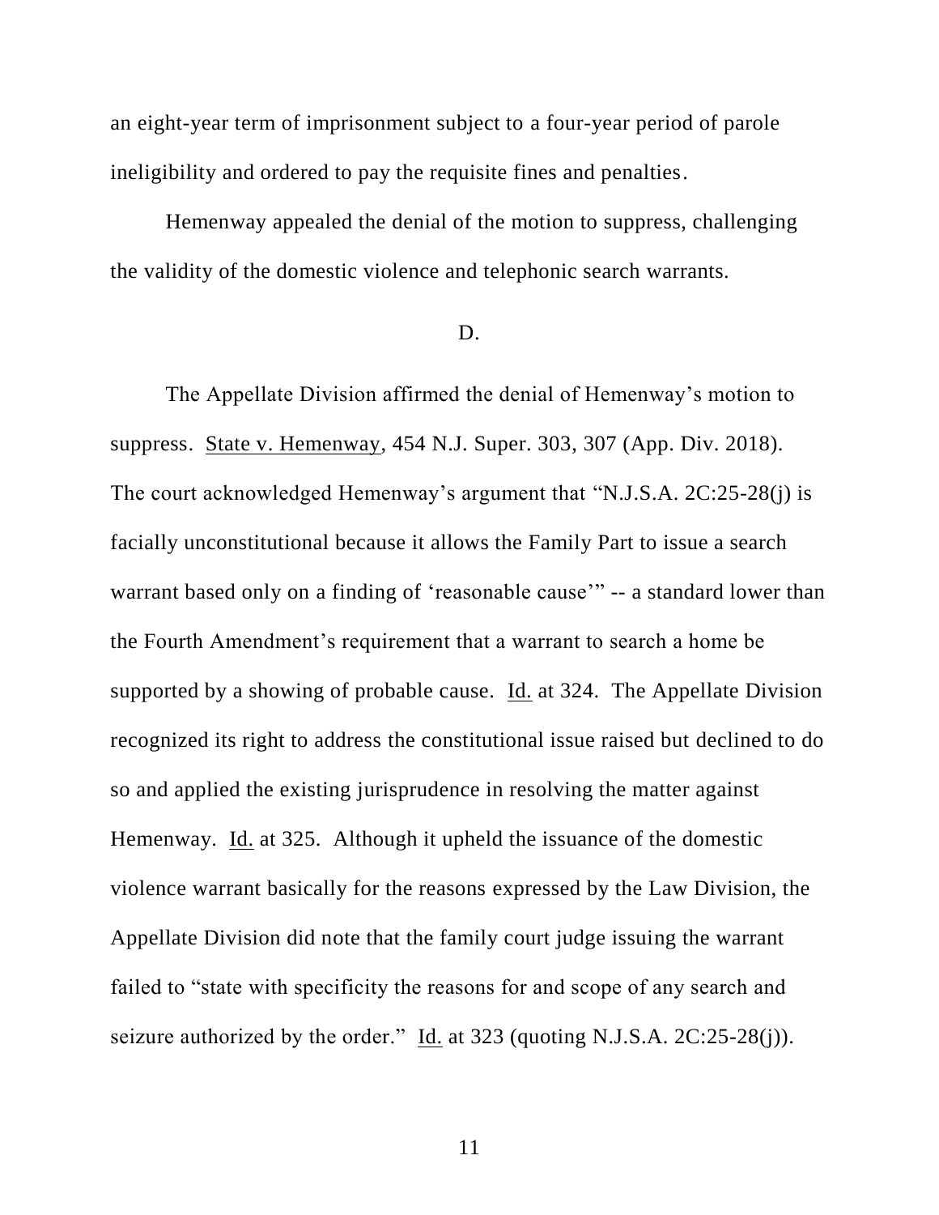an eight-year term of imprisonment subject to a four-year period of parole ineligibility and ordered to pay the requisite fines and penalties.

Hemenway appealed the denial of the motion to suppress, challenging the validity of the domestic violence and telephonic search warrants.

D.

The Appellate Division affirmed the denial of Hemenway's motion to suppress. State v. Hemenway, 454 N.J. Super. 303, 307 (App. Div. 2018). The court acknowledged Hemenway's argument that "N.J.S.A. 2C:25-28(j) is facially unconstitutional because it allows the Family Part to issue a search warrant based only on a finding of 'reasonable cause'" -- a standard lower than the Fourth Amendment's requirement that a warrant to search a home be supported by a showing of probable cause. Id. at 324. The Appellate Division recognized its right to address the constitutional issue raised but declined to do so and applied the existing jurisprudence in resolving the matter against Hemenway. Id. at 325. Although it upheld the issuance of the domestic violence warrant basically for the reasons expressed by the Law Division, the Appellate Division did note that the family court judge issuing the warrant failed to "state with specificity the reasons for and scope of any search and seizure authorized by the order." Id. at 323 (quoting N.J.S.A. 2C:25-28(j)).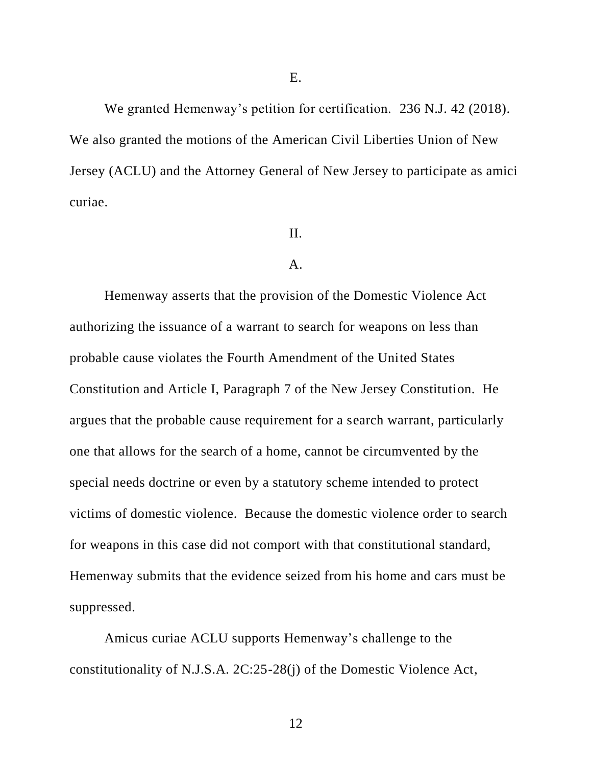E.

We granted Hemenway's petition for certification. 236 N.J. 42 (2018). We also granted the motions of the American Civil Liberties Union of New Jersey (ACLU) and the Attorney General of New Jersey to participate as amici curiae.

II.

A.

Hemenway asserts that the provision of the Domestic Violence Act authorizing the issuance of a warrant to search for weapons on less than probable cause violates the Fourth Amendment of the United States Constitution and Article I, Paragraph 7 of the New Jersey Constitution. He argues that the probable cause requirement for a search warrant, particularly one that allows for the search of a home, cannot be circumvented by the special needs doctrine or even by a statutory scheme intended to protect victims of domestic violence. Because the domestic violence order to search for weapons in this case did not comport with that constitutional standard, Hemenway submits that the evidence seized from his home and cars must be suppressed.

Amicus curiae ACLU supports Hemenway's challenge to the constitutionality of N.J.S.A. 2C:25-28(j) of the Domestic Violence Act,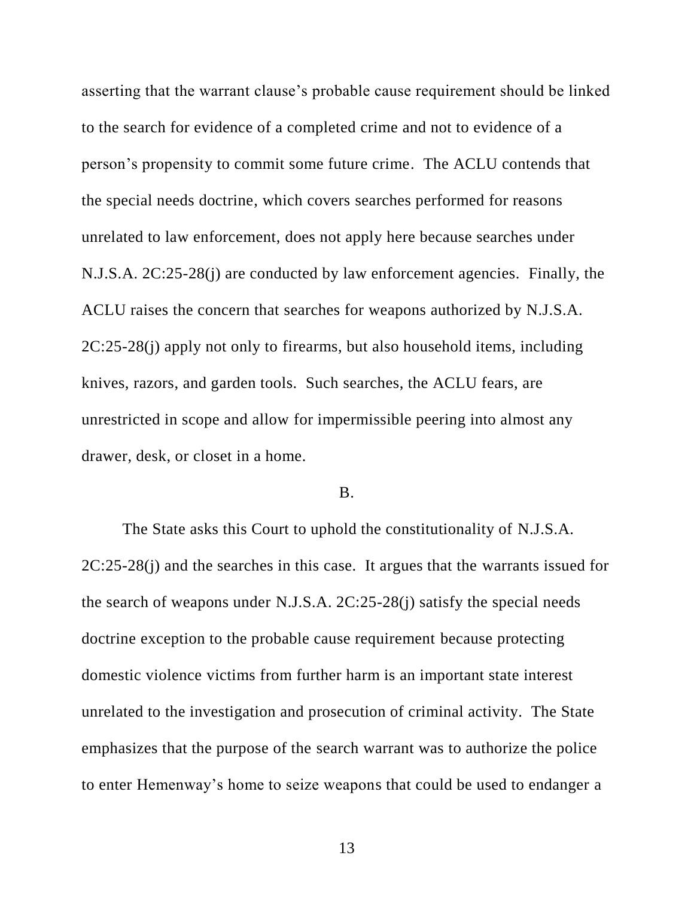asserting that the warrant clause's probable cause requirement should be linked to the search for evidence of a completed crime and not to evidence of a person's propensity to commit some future crime. The ACLU contends that the special needs doctrine, which covers searches performed for reasons unrelated to law enforcement, does not apply here because searches under N.J.S.A. 2C:25-28(j) are conducted by law enforcement agencies. Finally, the ACLU raises the concern that searches for weapons authorized by N.J.S.A. 2C:25-28(j) apply not only to firearms, but also household items, including knives, razors, and garden tools. Such searches, the ACLU fears, are unrestricted in scope and allow for impermissible peering into almost any drawer, desk, or closet in a home.

B.

The State asks this Court to uphold the constitutionality of N.J.S.A. 2C:25-28(j) and the searches in this case. It argues that the warrants issued for the search of weapons under N.J.S.A. 2C:25-28(j) satisfy the special needs doctrine exception to the probable cause requirement because protecting domestic violence victims from further harm is an important state interest unrelated to the investigation and prosecution of criminal activity. The State emphasizes that the purpose of the search warrant was to authorize the police to enter Hemenway's home to seize weapons that could be used to endanger a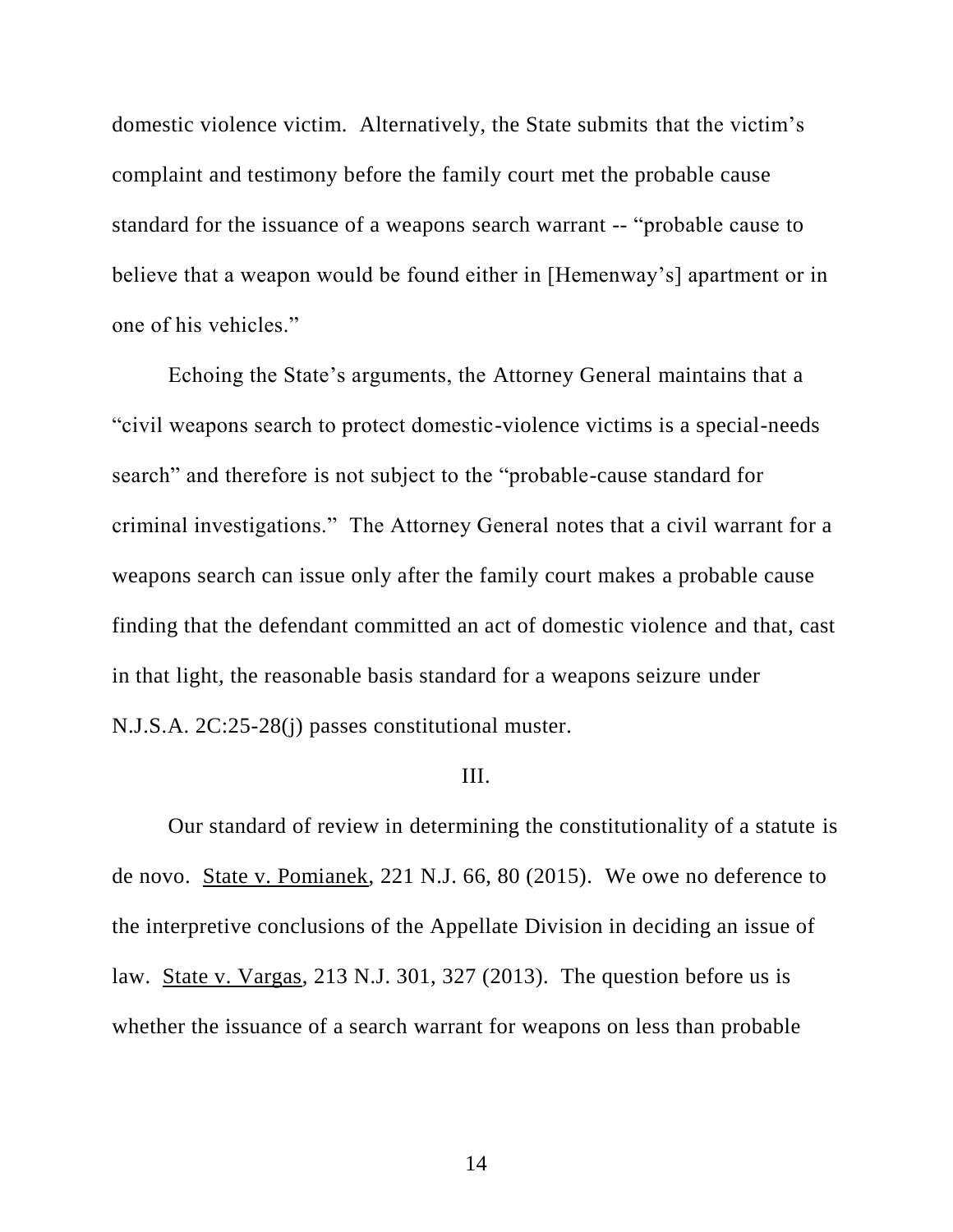domestic violence victim. Alternatively, the State submits that the victim's complaint and testimony before the family court met the probable cause standard for the issuance of a weapons search warrant -- "probable cause to believe that a weapon would be found either in [Hemenway's] apartment or in one of his vehicles."

Echoing the State's arguments, the Attorney General maintains that a "civil weapons search to protect domestic-violence victims is a special-needs search" and therefore is not subject to the "probable-cause standard for criminal investigations." The Attorney General notes that a civil warrant for a weapons search can issue only after the family court makes a probable cause finding that the defendant committed an act of domestic violence and that, cast in that light, the reasonable basis standard for a weapons seizure under N.J.S.A. 2C:25-28(j) passes constitutional muster.

## III.

Our standard of review in determining the constitutionality of a statute is de novo. State v. Pomianek, 221 N.J. 66, 80 (2015). We owe no deference to the interpretive conclusions of the Appellate Division in deciding an issue of law. State v. Vargas, 213 N.J. 301, 327 (2013). The question before us is whether the issuance of a search warrant for weapons on less than probable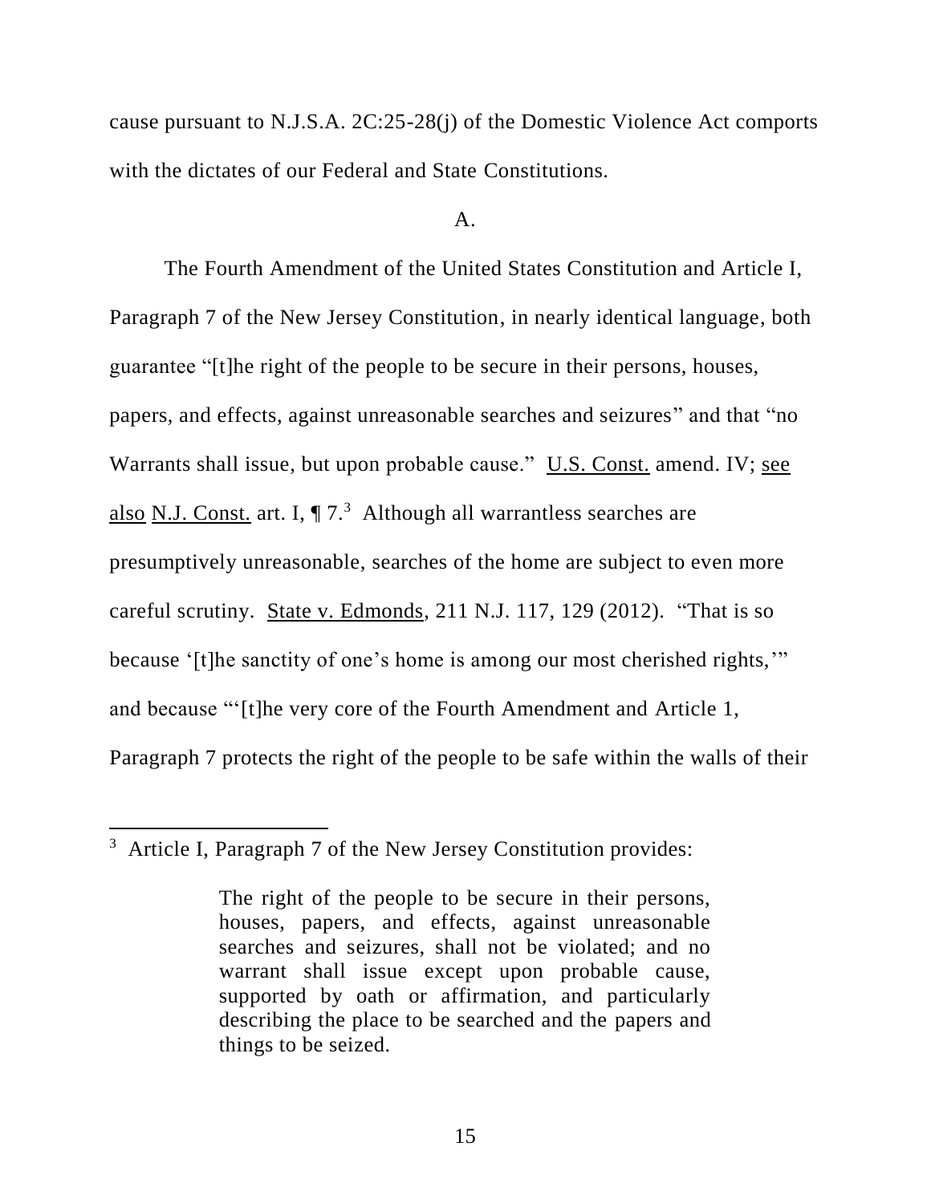cause pursuant to N.J.S.A. 2C:25-28(j) of the Domestic Violence Act comports with the dictates of our Federal and State Constitutions.

A.

The Fourth Amendment of the United States Constitution and Article I, Paragraph 7 of the New Jersey Constitution, in nearly identical language, both guarantee "[t]he right of the people to be secure in their persons, houses, papers, and effects, against unreasonable searches and seizures" and that "no Warrants shall issue, but upon probable cause." U.S. Const. amend. IV; see also N.J. Const. art. I, ¶ 7.[3] Although all warrantless searches are presumptively unreasonable, searches of the home are subject to even more careful scrutiny. State v. Edmonds, 211 N.J. 117, 129 (2012). "That is so because '[t]he sanctity of one's home is among our most cherished rights,'" and because "'[t]he very core of the Fourth Amendment and Article 1, Paragraph 7 protects the right of the people to be safe within the walls of their

---

[3] Article I, Paragraph 7 of the New Jersey Constitution provides:

> The right of the people to be secure in their persons, houses, papers, and effects, against unreasonable searches and seizures, shall not be violated; and no warrant shall issue except upon probable cause, supported by oath or affirmation, and particularly describing the place to be searched and the papers and things to be seized.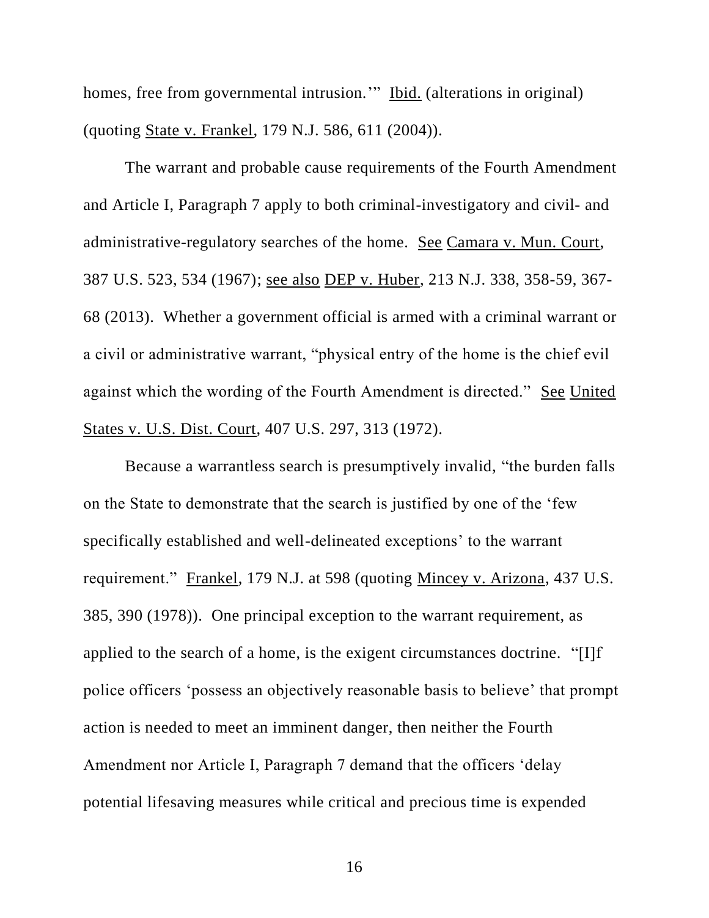homes, free from governmental intrusion.'" Ibid. (alterations in original) (quoting State v. Frankel, 179 N.J. 586, 611 (2004)).

The warrant and probable cause requirements of the Fourth Amendment and Article I, Paragraph 7 apply to both criminal-investigatory and civil- and administrative-regulatory searches of the home. See Camara v. Mun. Court, 387 U.S. 523, 534 (1967); see also DEP v. Huber, 213 N.J. 338, 358-59, 367-68 (2013). Whether a government official is armed with a criminal warrant or a civil or administrative warrant, "physical entry of the home is the chief evil against which the wording of the Fourth Amendment is directed." See United States v. U.S. Dist. Court, 407 U.S. 297, 313 (1972).

Because a warrantless search is presumptively invalid, "the burden falls on the State to demonstrate that the search is justified by one of the 'few specifically established and well-delineated exceptions' to the warrant requirement." Frankel, 179 N.J. at 598 (quoting Mincey v. Arizona, 437 U.S. 385, 390 (1978)). One principal exception to the warrant requirement, as applied to the search of a home, is the exigent circumstances doctrine. "[I]f police officers 'possess an objectively reasonable basis to believe' that prompt action is needed to meet an imminent danger, then neither the Fourth Amendment nor Article I, Paragraph 7 demand that the officers 'delay potential lifesaving measures while critical and precious time is expended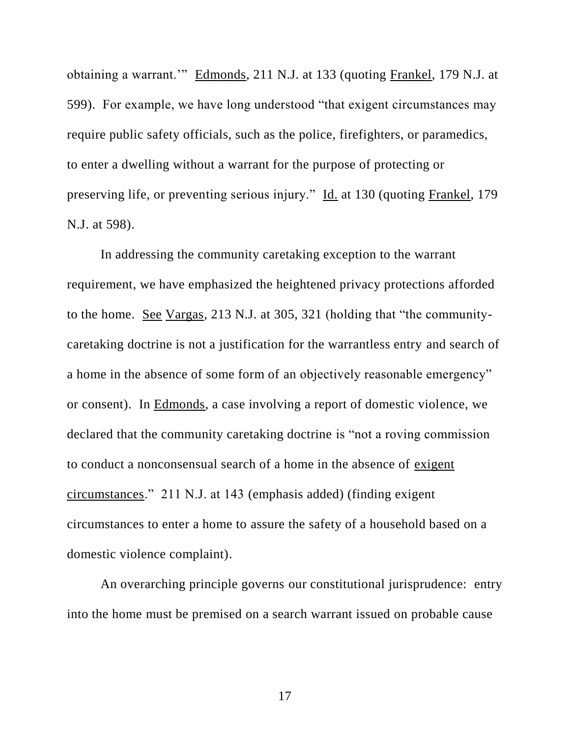obtaining a warrant.'" Edmonds, 211 N.J. at 133 (quoting Frankel, 179 N.J. at 599). For example, we have long understood "that exigent circumstances may require public safety officials, such as the police, firefighters, or paramedics, to enter a dwelling without a warrant for the purpose of protecting or preserving life, or preventing serious injury." Id. at 130 (quoting Frankel, 179 N.J. at 598).

In addressing the community caretaking exception to the warrant requirement, we have emphasized the heightened privacy protections afforded to the home. See Vargas, 213 N.J. at 305, 321 (holding that "the community-caretaking doctrine is not a justification for the warrantless entry and search of a home in the absence of some form of an objectively reasonable emergency" or consent). In Edmonds, a case involving a report of domestic violence, we declared that the community caretaking doctrine is "not a roving commission to conduct a nonconsensual search of a home in the absence of exigent circumstances." 211 N.J. at 143 (emphasis added) (finding exigent circumstances to enter a home to assure the safety of a household based on a domestic violence complaint).

An overarching principle governs our constitutional jurisprudence: entry into the home must be premised on a search warrant issued on probable cause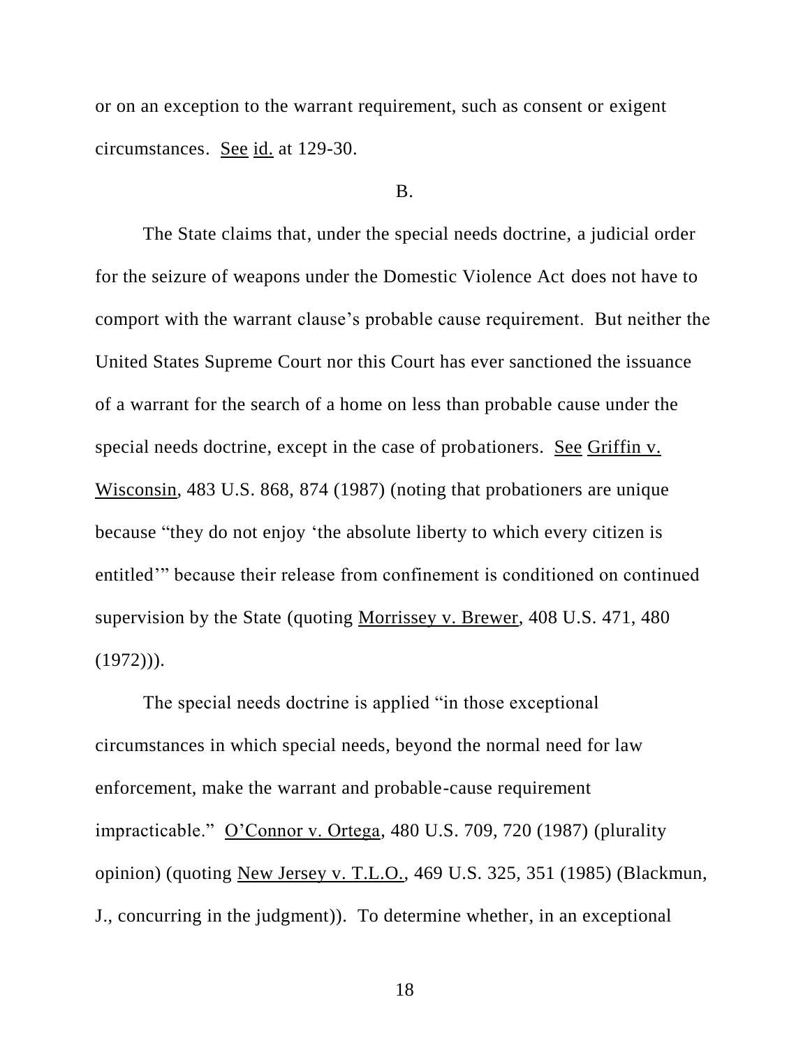or on an exception to the warrant requirement, such as consent or exigent circumstances. See id. at 129-30.

B.

The State claims that, under the special needs doctrine, a judicial order for the seizure of weapons under the Domestic Violence Act does not have to comport with the warrant clause's probable cause requirement. But neither the United States Supreme Court nor this Court has ever sanctioned the issuance of a warrant for the search of a home on less than probable cause under the special needs doctrine, except in the case of probationers. See Griffin v. Wisconsin, 483 U.S. 868, 874 (1987) (noting that probationers are unique because "they do not enjoy 'the absolute liberty to which every citizen is entitled'" because their release from confinement is conditioned on continued supervision by the State (quoting Morrissey v. Brewer, 408 U.S. 471, 480 (1972))).

The special needs doctrine is applied "in those exceptional circumstances in which special needs, beyond the normal need for law enforcement, make the warrant and probable-cause requirement impracticable." O'Connor v. Ortega, 480 U.S. 709, 720 (1987) (plurality opinion) (quoting New Jersey v. T.L.O., 469 U.S. 325, 351 (1985) (Blackmun, J., concurring in the judgment)). To determine whether, in an exceptional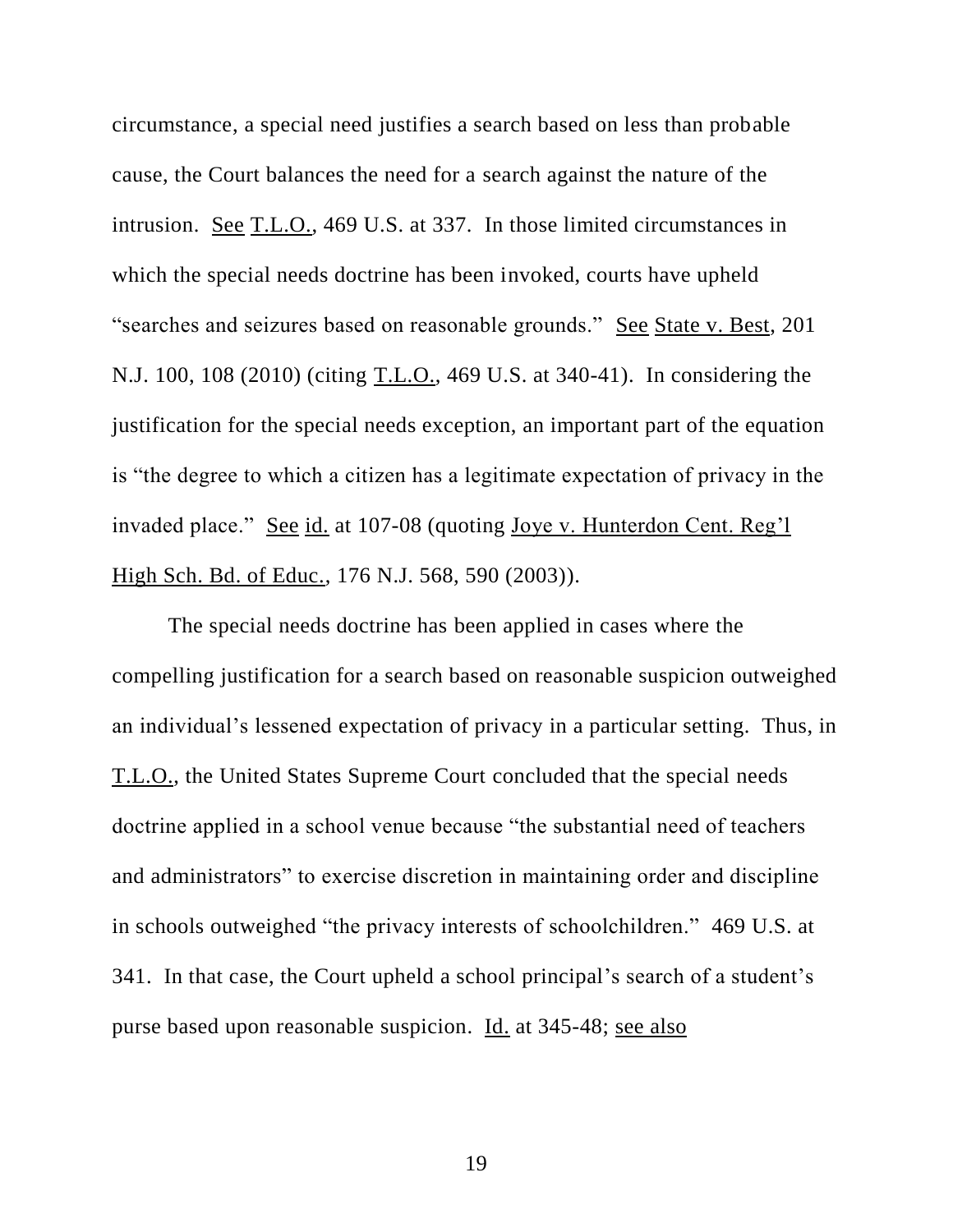circumstance, a special need justifies a search based on less than probable cause, the Court balances the need for a search against the nature of the intrusion. See T.L.O., 469 U.S. at 337. In those limited circumstances in which the special needs doctrine has been invoked, courts have upheld "searches and seizures based on reasonable grounds." See State v. Best, 201 N.J. 100, 108 (2010) (citing T.L.O., 469 U.S. at 340-41). In considering the justification for the special needs exception, an important part of the equation is "the degree to which a citizen has a legitimate expectation of privacy in the invaded place." See id. at 107-08 (quoting Joye v. Hunterdon Cent. Reg'l High Sch. Bd. of Educ., 176 N.J. 568, 590 (2003)).

The special needs doctrine has been applied in cases where the compelling justification for a search based on reasonable suspicion outweighed an individual's lessened expectation of privacy in a particular setting. Thus, in T.L.O., the United States Supreme Court concluded that the special needs doctrine applied in a school venue because "the substantial need of teachers and administrators" to exercise discretion in maintaining order and discipline in schools outweighed "the privacy interests of schoolchildren." 469 U.S. at 341. In that case, the Court upheld a school principal's search of a student's purse based upon reasonable suspicion. Id. at 345-48; see also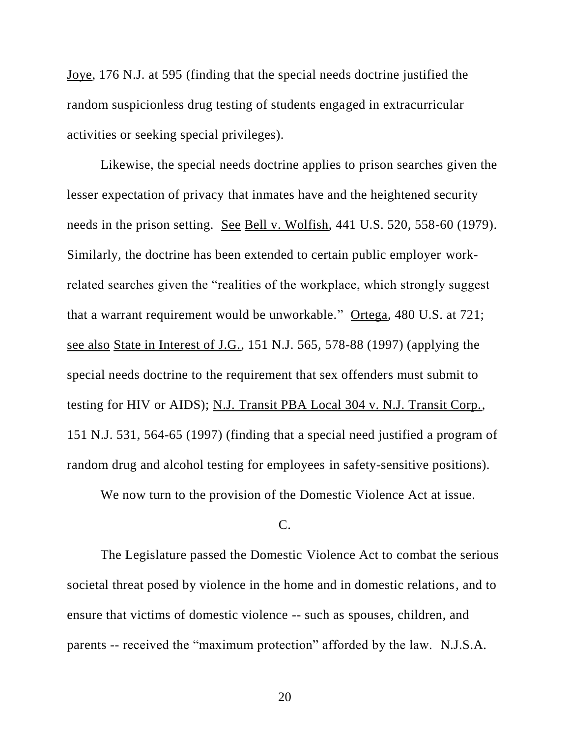Joye, 176 N.J. at 595 (finding that the special needs doctrine justified the random suspicionless drug testing of students engaged in extracurricular activities or seeking special privileges).

Likewise, the special needs doctrine applies to prison searches given the lesser expectation of privacy that inmates have and the heightened security needs in the prison setting. See Bell v. Wolfish, 441 U.S. 520, 558-60 (1979). Similarly, the doctrine has been extended to certain public employer work-related searches given the "realities of the workplace, which strongly suggest that a warrant requirement would be unworkable." Ortega, 480 U.S. at 721; see also State in Interest of J.G., 151 N.J. 565, 578-88 (1997) (applying the special needs doctrine to the requirement that sex offenders must submit to testing for HIV or AIDS); N.J. Transit PBA Local 304 v. N.J. Transit Corp., 151 N.J. 531, 564-65 (1997) (finding that a special need justified a program of random drug and alcohol testing for employees in safety-sensitive positions).

We now turn to the provision of the Domestic Violence Act at issue.

C.

The Legislature passed the Domestic Violence Act to combat the serious societal threat posed by violence in the home and in domestic relations, and to ensure that victims of domestic violence -- such as spouses, children, and parents -- received the "maximum protection" afforded by the law. N.J.S.A.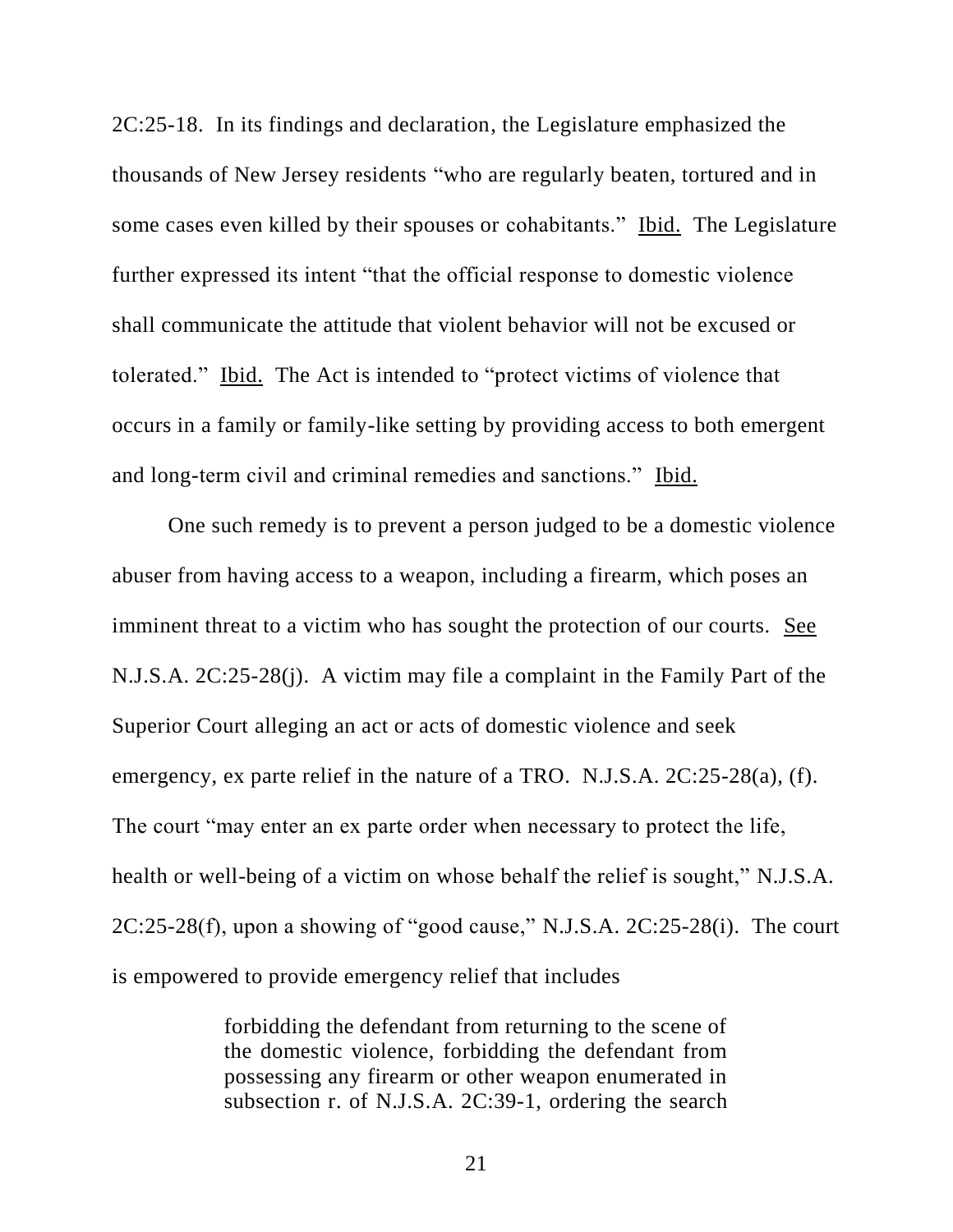2C:25-18. In its findings and declaration, the Legislature emphasized the thousands of New Jersey residents "who are regularly beaten, tortured and in some cases even killed by their spouses or cohabitants." Ibid. The Legislature further expressed its intent "that the official response to domestic violence shall communicate the attitude that violent behavior will not be excused or tolerated." Ibid. The Act is intended to "protect victims of violence that occurs in a family or family-like setting by providing access to both emergent and long-term civil and criminal remedies and sanctions." Ibid.

One such remedy is to prevent a person judged to be a domestic violence abuser from having access to a weapon, including a firearm, which poses an imminent threat to a victim who has sought the protection of our courts. See N.J.S.A. 2C:25-28(j). A victim may file a complaint in the Family Part of the Superior Court alleging an act or acts of domestic violence and seek emergency, ex parte relief in the nature of a TRO. N.J.S.A. 2C:25-28(a), (f). The court "may enter an ex parte order when necessary to protect the life, health or well-being of a victim on whose behalf the relief is sought," N.J.S.A. 2C:25-28(f), upon a showing of "good cause," N.J.S.A. 2C:25-28(i). The court is empowered to provide emergency relief that includes

> forbidding the defendant from returning to the scene of the domestic violence, forbidding the defendant from possessing any firearm or other weapon enumerated in subsection r. of N.J.S.A. 2C:39-1, ordering the search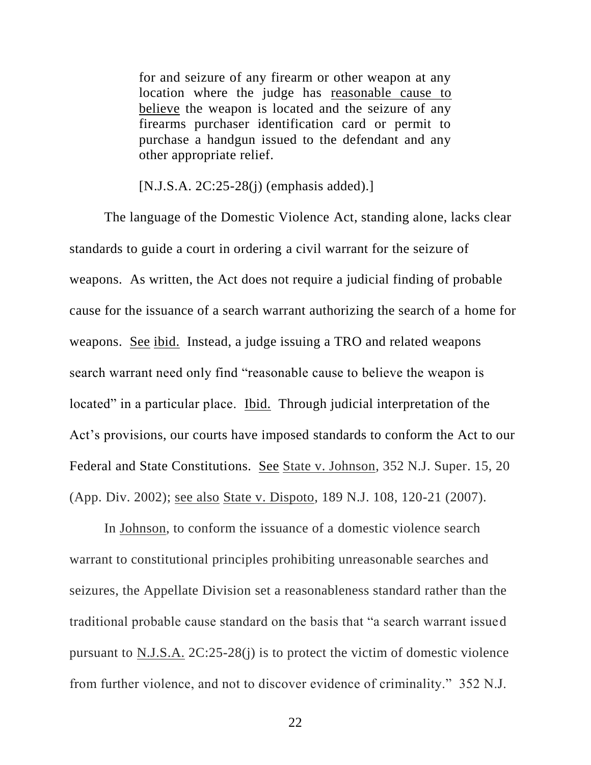> for and seizure of any firearm or other weapon at any location where the judge has reasonable cause to believe the weapon is located and the seizure of any firearms purchaser identification card or permit to purchase a handgun issued to the defendant and any other appropriate relief.
>
> [N.J.S.A. 2C:25-28(j) (emphasis added).]

The language of the Domestic Violence Act, standing alone, lacks clear standards to guide a court in ordering a civil warrant for the seizure of weapons. As written, the Act does not require a judicial finding of probable cause for the issuance of a search warrant authorizing the search of a home for weapons. See ibid. Instead, a judge issuing a TRO and related weapons search warrant need only find "reasonable cause to believe the weapon is located" in a particular place. Ibid. Through judicial interpretation of the Act's provisions, our courts have imposed standards to conform the Act to our Federal and State Constitutions. See State v. Johnson, 352 N.J. Super. 15, 20 (App. Div. 2002); see also State v. Dispoto, 189 N.J. 108, 120-21 (2007).

In Johnson, to conform the issuance of a domestic violence search warrant to constitutional principles prohibiting unreasonable searches and seizures, the Appellate Division set a reasonableness standard rather than the traditional probable cause standard on the basis that "a search warrant issued pursuant to N.J.S.A. 2C:25-28(j) is to protect the victim of domestic violence from further violence, and not to discover evidence of criminality." 352 N.J.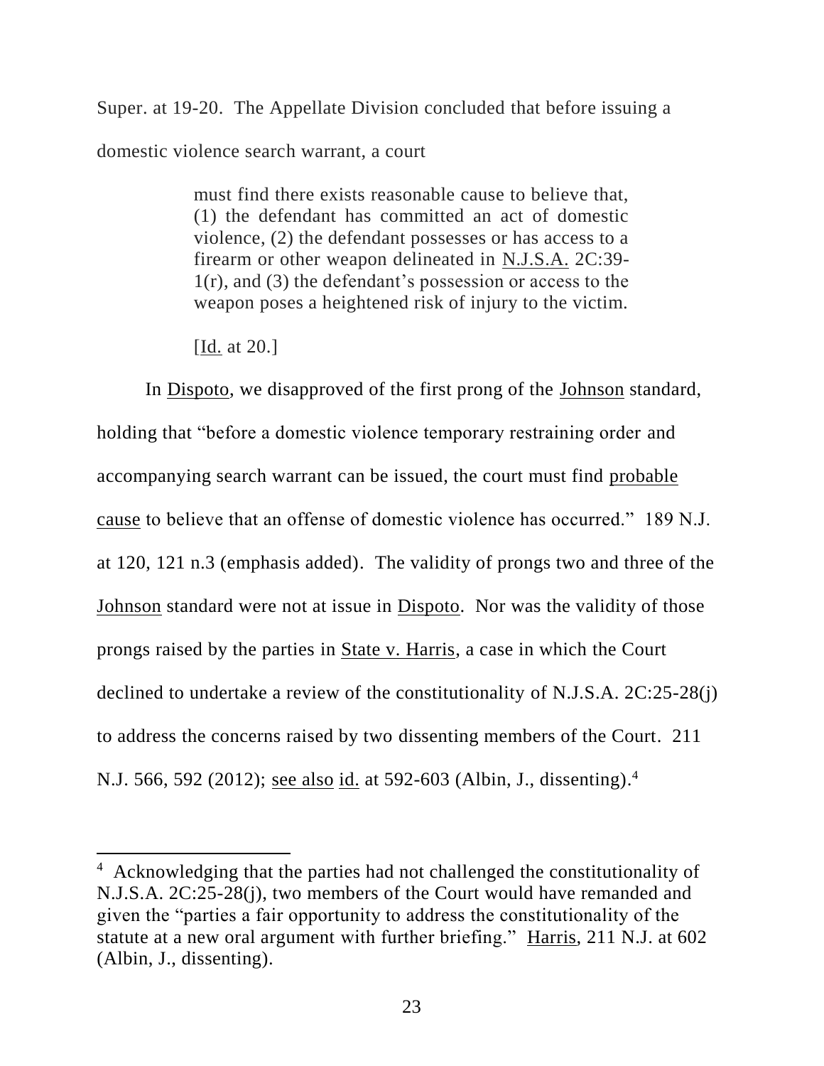Super. at 19-20. The Appellate Division concluded that before issuing a domestic violence search warrant, a court

> must find there exists reasonable cause to believe that, (1) the defendant has committed an act of domestic violence, (2) the defendant possesses or has access to a firearm or other weapon delineated in N.J.S.A. 2C:39-1(r), and (3) the defendant's possession or access to the weapon poses a heightened risk of injury to the victim.
>
> [Id. at 20.]

In Dispoto, we disapproved of the first prong of the Johnson standard, holding that "before a domestic violence temporary restraining order and accompanying search warrant can be issued, the court must find probable cause to believe that an offense of domestic violence has occurred." 189 N.J. at 120, 121 n.3 (emphasis added). The validity of prongs two and three of the Johnson standard were not at issue in Dispoto. Nor was the validity of those prongs raised by the parties in State v. Harris, a case in which the Court declined to undertake a review of the constitutionality of N.J.S.A. 2C:25-28(j) to address the concerns raised by two dissenting members of the Court. 211 N.J. 566, 592 (2012); see also id. at 592-603 (Albin, J., dissenting).[4]

---

[4] Acknowledging that the parties had not challenged the constitutionality of N.J.S.A. 2C:25-28(j), two members of the Court would have remanded and given the "parties a fair opportunity to address the constitutionality of the statute at a new oral argument with further briefing." Harris, 211 N.J. at 602 (Albin, J., dissenting).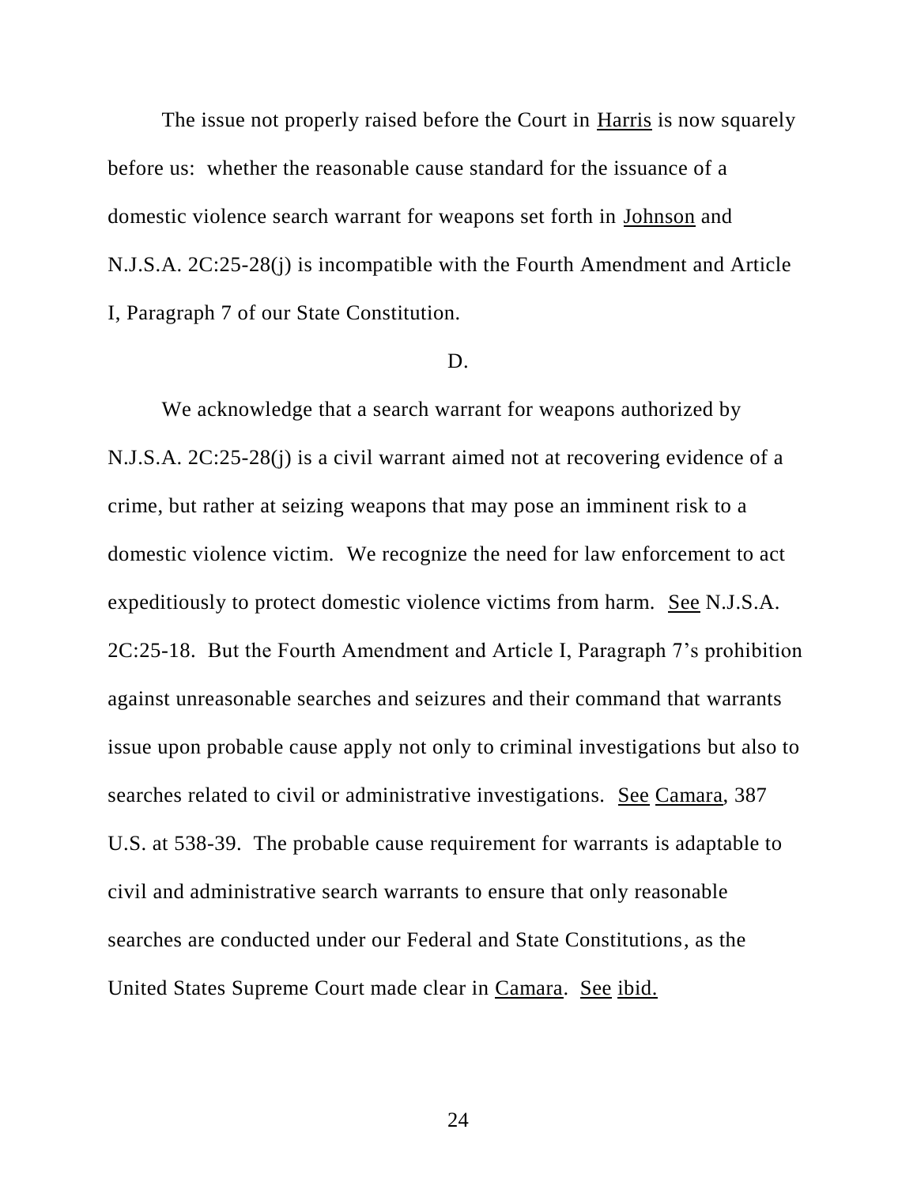The issue not properly raised before the Court in Harris is now squarely before us: whether the reasonable cause standard for the issuance of a domestic violence search warrant for weapons set forth in Johnson and N.J.S.A. 2C:25-28(j) is incompatible with the Fourth Amendment and Article I, Paragraph 7 of our State Constitution.

D.

We acknowledge that a search warrant for weapons authorized by N.J.S.A. 2C:25-28(j) is a civil warrant aimed not at recovering evidence of a crime, but rather at seizing weapons that may pose an imminent risk to a domestic violence victim. We recognize the need for law enforcement to act expeditiously to protect domestic violence victims from harm. See N.J.S.A. 2C:25-18. But the Fourth Amendment and Article I, Paragraph 7's prohibition against unreasonable searches and seizures and their command that warrants issue upon probable cause apply not only to criminal investigations but also to searches related to civil or administrative investigations. See Camara, 387 U.S. at 538-39. The probable cause requirement for warrants is adaptable to civil and administrative search warrants to ensure that only reasonable searches are conducted under our Federal and State Constitutions, as the United States Supreme Court made clear in Camara. See ibid.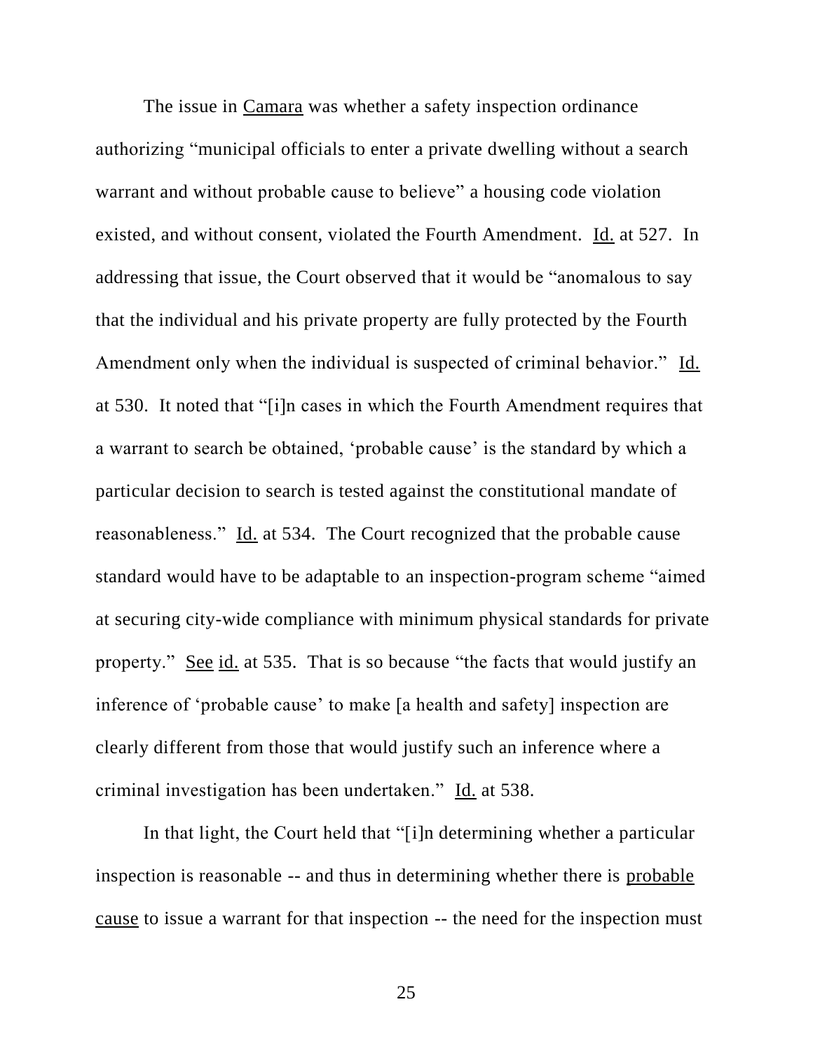The issue in Camara was whether a safety inspection ordinance authorizing "municipal officials to enter a private dwelling without a search warrant and without probable cause to believe" a housing code violation existed, and without consent, violated the Fourth Amendment. Id. at 527. In addressing that issue, the Court observed that it would be "anomalous to say that the individual and his private property are fully protected by the Fourth Amendment only when the individual is suspected of criminal behavior." Id. at 530. It noted that "[i]n cases in which the Fourth Amendment requires that a warrant to search be obtained, 'probable cause' is the standard by which a particular decision to search is tested against the constitutional mandate of reasonableness." Id. at 534. The Court recognized that the probable cause standard would have to be adaptable to an inspection-program scheme "aimed at securing city-wide compliance with minimum physical standards for private property." See id. at 535. That is so because "the facts that would justify an inference of 'probable cause' to make [a health and safety] inspection are clearly different from those that would justify such an inference where a criminal investigation has been undertaken." Id. at 538.

In that light, the Court held that "[i]n determining whether a particular inspection is reasonable -- and thus in determining whether there is probable cause to issue a warrant for that inspection -- the need for the inspection must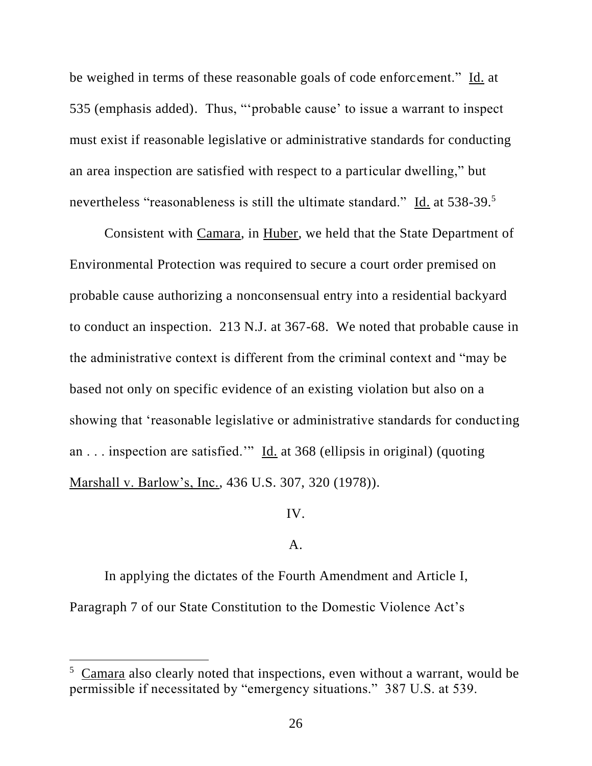be weighed in terms of these reasonable goals of code enforcement." Id. at 535 (emphasis added). Thus, "'probable cause' to issue a warrant to inspect must exist if reasonable legislative or administrative standards for conducting an area inspection are satisfied with respect to a particular dwelling," but nevertheless "reasonableness is still the ultimate standard." Id. at 538-39.[5]

Consistent with Camara, in Huber, we held that the State Department of Environmental Protection was required to secure a court order premised on probable cause authorizing a nonconsensual entry into a residential backyard to conduct an inspection. 213 N.J. at 367-68. We noted that probable cause in the administrative context is different from the criminal context and "may be based not only on specific evidence of an existing violation but also on a showing that 'reasonable legislative or administrative standards for conducting an . . . inspection are satisfied.'" Id. at 368 (ellipsis in original) (quoting Marshall v. Barlow's, Inc., 436 U.S. 307, 320 (1978)).

## IV.

### A.

In applying the dictates of the Fourth Amendment and Article I, Paragraph 7 of our State Constitution to the Domestic Violence Act's

---

[5] Camara also clearly noted that inspections, even without a warrant, would be permissible if necessitated by "emergency situations." 387 U.S. at 539.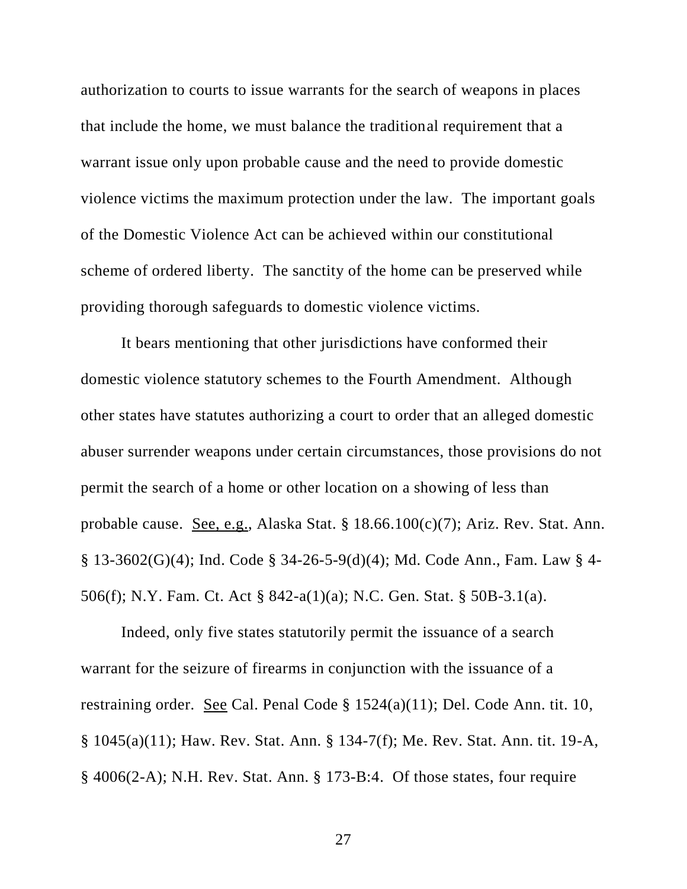authorization to courts to issue warrants for the search of weapons in places that include the home, we must balance the traditional requirement that a warrant issue only upon probable cause and the need to provide domestic violence victims the maximum protection under the law. The important goals of the Domestic Violence Act can be achieved within our constitutional scheme of ordered liberty. The sanctity of the home can be preserved while providing thorough safeguards to domestic violence victims.

It bears mentioning that other jurisdictions have conformed their domestic violence statutory schemes to the Fourth Amendment. Although other states have statutes authorizing a court to order that an alleged domestic abuser surrender weapons under certain circumstances, those provisions do not permit the search of a home or other location on a showing of less than probable cause. See, e.g., Alaska Stat. § 18.66.100(c)(7); Ariz. Rev. Stat. Ann. § 13-3602(G)(4); Ind. Code § 34-26-5-9(d)(4); Md. Code Ann., Fam. Law § 4-506(f); N.Y. Fam. Ct. Act § 842-a(1)(a); N.C. Gen. Stat. § 50B-3.1(a).

Indeed, only five states statutorily permit the issuance of a search warrant for the seizure of firearms in conjunction with the issuance of a restraining order. See Cal. Penal Code § 1524(a)(11); Del. Code Ann. tit. 10, § 1045(a)(11); Haw. Rev. Stat. Ann. § 134-7(f); Me. Rev. Stat. Ann. tit. 19-A, § 4006(2-A); N.H. Rev. Stat. Ann. § 173-B:4. Of those states, four require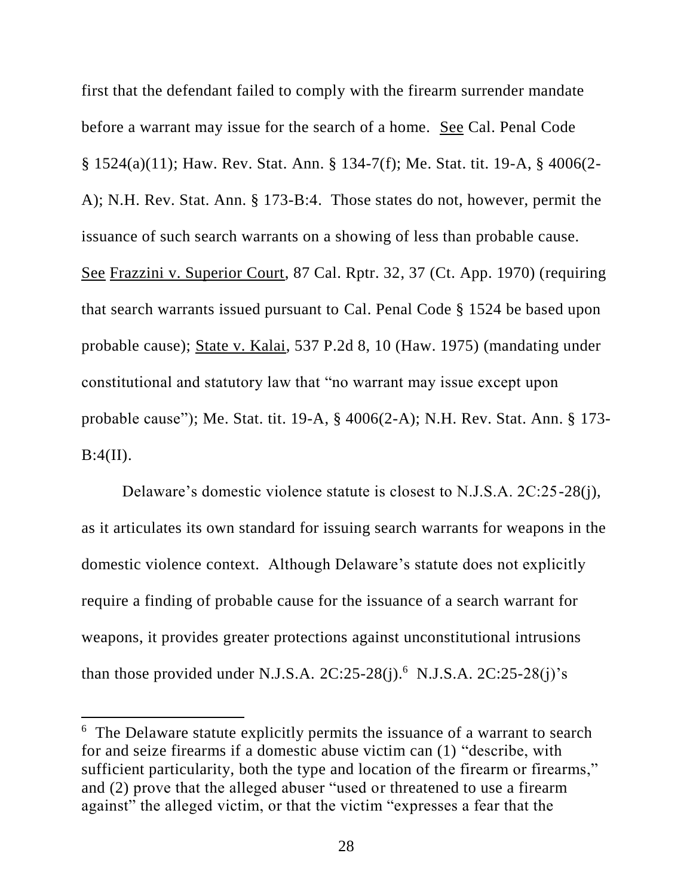first that the defendant failed to comply with the firearm surrender mandate before a warrant may issue for the search of a home. See Cal. Penal Code § 1524(a)(11); Haw. Rev. Stat. Ann. § 134-7(f); Me. Stat. tit. 19-A, § 4006(2-A); N.H. Rev. Stat. Ann. § 173-B:4. Those states do not, however, permit the issuance of such search warrants on a showing of less than probable cause. See Frazzini v. Superior Court, 87 Cal. Rptr. 32, 37 (Ct. App. 1970) (requiring that search warrants issued pursuant to Cal. Penal Code § 1524 be based upon probable cause); State v. Kalai, 537 P.2d 8, 10 (Haw. 1975) (mandating under constitutional and statutory law that "no warrant may issue except upon probable cause"); Me. Stat. tit. 19-A, § 4006(2-A); N.H. Rev. Stat. Ann. § 173-B:4(II).

Delaware's domestic violence statute is closest to N.J.S.A. 2C:25-28(j), as it articulates its own standard for issuing search warrants for weapons in the domestic violence context. Although Delaware's statute does not explicitly require a finding of probable cause for the issuance of a search warrant for weapons, it provides greater protections against unconstitutional intrusions than those provided under N.J.S.A. 2C:25-28(j).[6] N.J.S.A. 2C:25-28(j)'s

[6] The Delaware statute explicitly permits the issuance of a warrant to search for and seize firearms if a domestic abuse victim can (1) "describe, with sufficient particularity, both the type and location of the firearm or firearms," and (2) prove that the alleged abuser "used or threatened to use a firearm against" the alleged victim, or that the victim "expresses a fear that the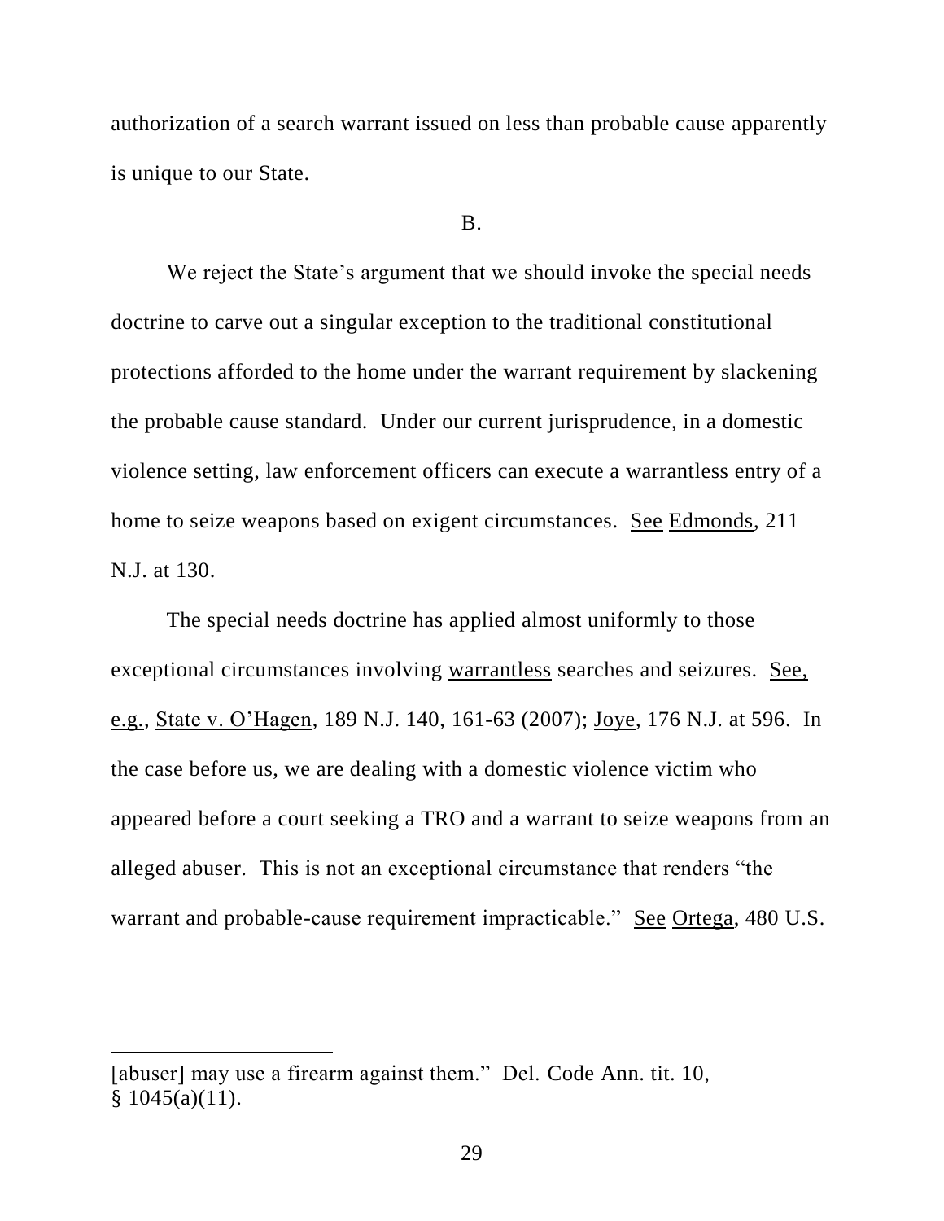authorization of a search warrant issued on less than probable cause apparently is unique to our State.

B.

We reject the State's argument that we should invoke the special needs doctrine to carve out a singular exception to the traditional constitutional protections afforded to the home under the warrant requirement by slackening the probable cause standard. Under our current jurisprudence, in a domestic violence setting, law enforcement officers can execute a warrantless entry of a home to seize weapons based on exigent circumstances. See Edmonds, 211 N.J. at 130.

The special needs doctrine has applied almost uniformly to those exceptional circumstances involving warrantless searches and seizures. See, e.g., State v. O'Hagen, 189 N.J. 140, 161-63 (2007); Joye, 176 N.J. at 596. In the case before us, we are dealing with a domestic violence victim who appeared before a court seeking a TRO and a warrant to seize weapons from an alleged abuser. This is not an exceptional circumstance that renders "the warrant and probable-cause requirement impracticable." See Ortega, 480 U.S.

---

[abuser] may use a firearm against them." Del. Code Ann. tit. 10, § 1045(a)(11).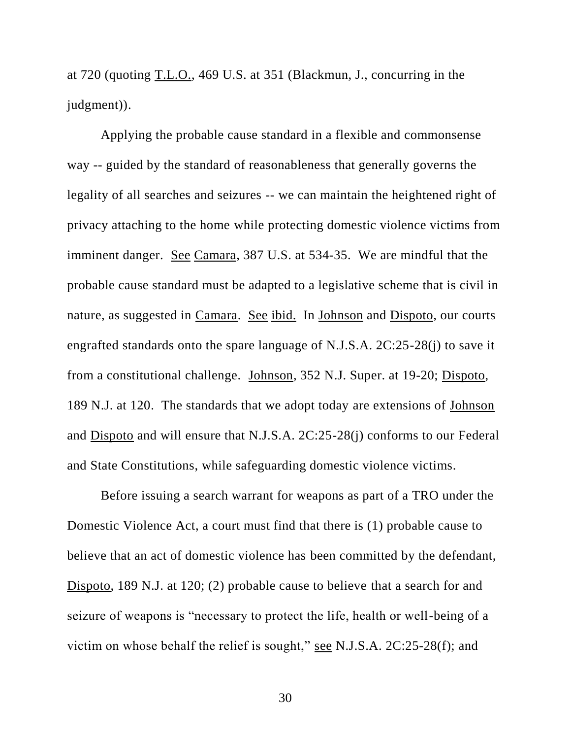at 720 (quoting T.L.O., 469 U.S. at 351 (Blackmun, J., concurring in the judgment)).

Applying the probable cause standard in a flexible and commonsense way -- guided by the standard of reasonableness that generally governs the legality of all searches and seizures -- we can maintain the heightened right of privacy attaching to the home while protecting domestic violence victims from imminent danger. See Camara, 387 U.S. at 534-35. We are mindful that the probable cause standard must be adapted to a legislative scheme that is civil in nature, as suggested in Camara. See ibid. In Johnson and Dispoto, our courts engrafted standards onto the spare language of N.J.S.A. 2C:25-28(j) to save it from a constitutional challenge. Johnson, 352 N.J. Super. at 19-20; Dispoto, 189 N.J. at 120. The standards that we adopt today are extensions of Johnson and Dispoto and will ensure that N.J.S.A. 2C:25-28(j) conforms to our Federal and State Constitutions, while safeguarding domestic violence victims.

Before issuing a search warrant for weapons as part of a TRO under the Domestic Violence Act, a court must find that there is (1) probable cause to believe that an act of domestic violence has been committed by the defendant, Dispoto, 189 N.J. at 120; (2) probable cause to believe that a search for and seizure of weapons is "necessary to protect the life, health or well-being of a victim on whose behalf the relief is sought," see N.J.S.A. 2C:25-28(f); and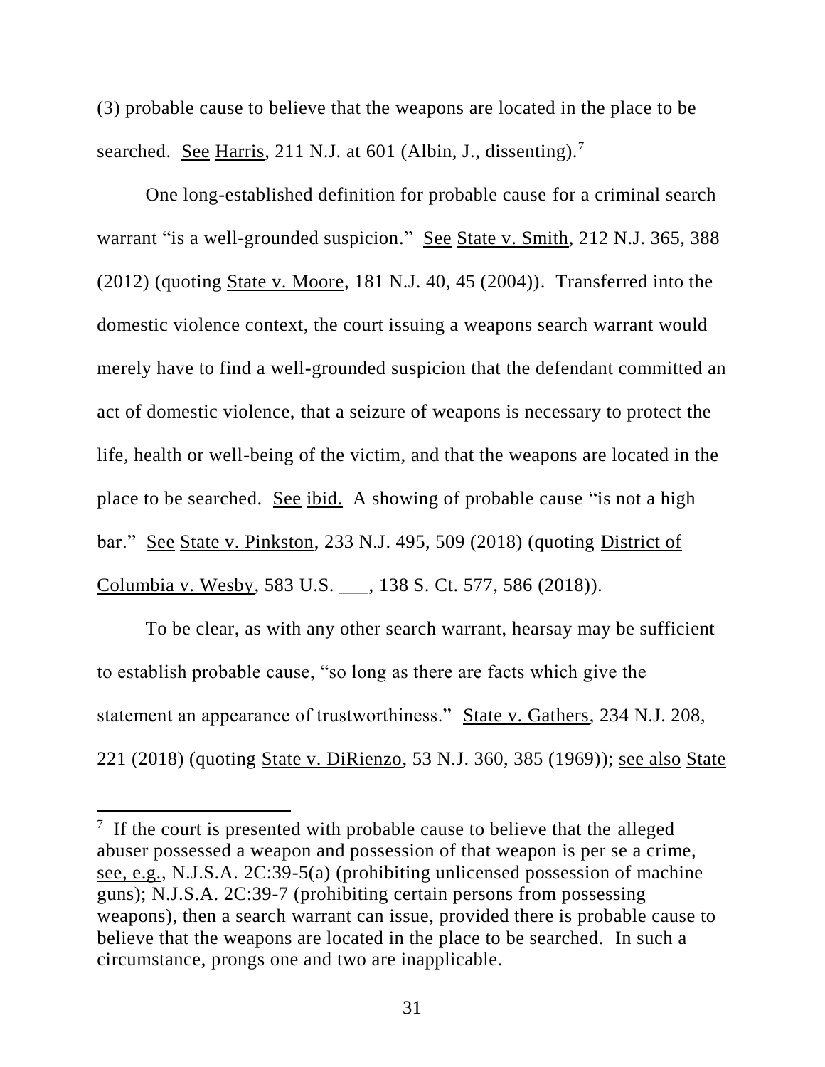(3) probable cause to believe that the weapons are located in the place to be searched. See Harris, 211 N.J. at 601 (Albin, J., dissenting).[7]

One long-established definition for probable cause for a criminal search warrant "is a well-grounded suspicion." See State v. Smith, 212 N.J. 365, 388 (2012) (quoting State v. Moore, 181 N.J. 40, 45 (2004)). Transferred into the domestic violence context, the court issuing a weapons search warrant would merely have to find a well-grounded suspicion that the defendant committed an act of domestic violence, that a seizure of weapons is necessary to protect the life, health or well-being of the victim, and that the weapons are located in the place to be searched. See ibid. A showing of probable cause "is not a high bar." See State v. Pinkston, 233 N.J. 495, 509 (2018) (quoting District of Columbia v. Wesby, 583 U.S. ___, 138 S. Ct. 577, 586 (2018)).

To be clear, as with any other search warrant, hearsay may be sufficient to establish probable cause, "so long as there are facts which give the statement an appearance of trustworthiness." State v. Gathers, 234 N.J. 208, 221 (2018) (quoting State v. DiRienzo, 53 N.J. 360, 385 (1969)); see also State

---

[7] If the court is presented with probable cause to believe that the alleged abuser possessed a weapon and possession of that weapon is per se a crime, see, e.g., N.J.S.A. 2C:39-5(a) (prohibiting unlicensed possession of machine guns); N.J.S.A. 2C:39-7 (prohibiting certain persons from possessing weapons), then a search warrant can issue, provided there is probable cause to believe that the weapons are located in the place to be searched. In such a circumstance, prongs one and two are inapplicable.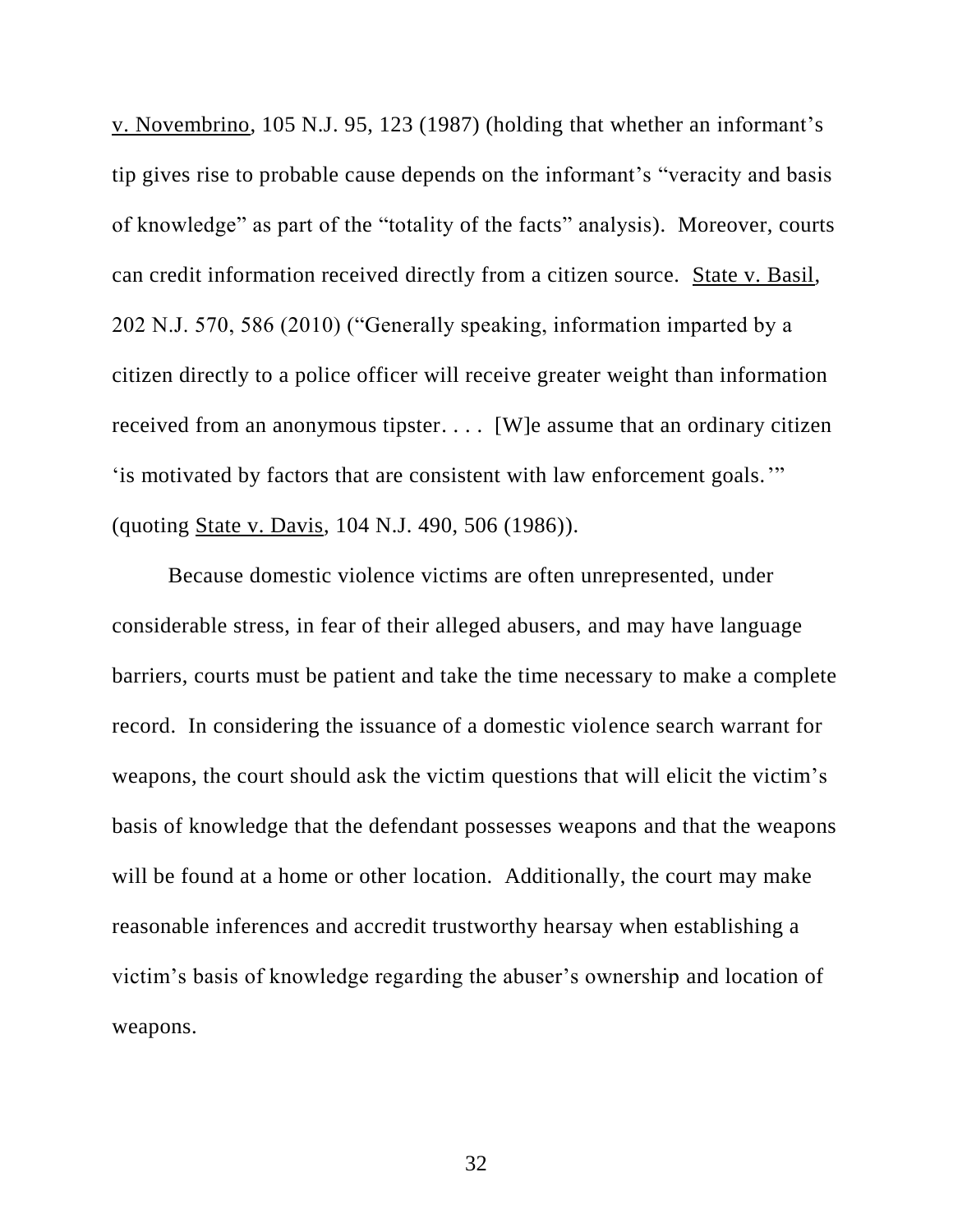v. Novembrino, 105 N.J. 95, 123 (1987) (holding that whether an informant's tip gives rise to probable cause depends on the informant's "veracity and basis of knowledge" as part of the "totality of the facts" analysis). Moreover, courts can credit information received directly from a citizen source. State v. Basil, 202 N.J. 570, 586 (2010) ("Generally speaking, information imparted by a citizen directly to a police officer will receive greater weight than information received from an anonymous tipster. . . . [W]e assume that an ordinary citizen 'is motivated by factors that are consistent with law enforcement goals.'" (quoting State v. Davis, 104 N.J. 490, 506 (1986)).

Because domestic violence victims are often unrepresented, under considerable stress, in fear of their alleged abusers, and may have language barriers, courts must be patient and take the time necessary to make a complete record. In considering the issuance of a domestic violence search warrant for weapons, the court should ask the victim questions that will elicit the victim's basis of knowledge that the defendant possesses weapons and that the weapons will be found at a home or other location. Additionally, the court may make reasonable inferences and accredit trustworthy hearsay when establishing a victim's basis of knowledge regarding the abuser's ownership and location of weapons.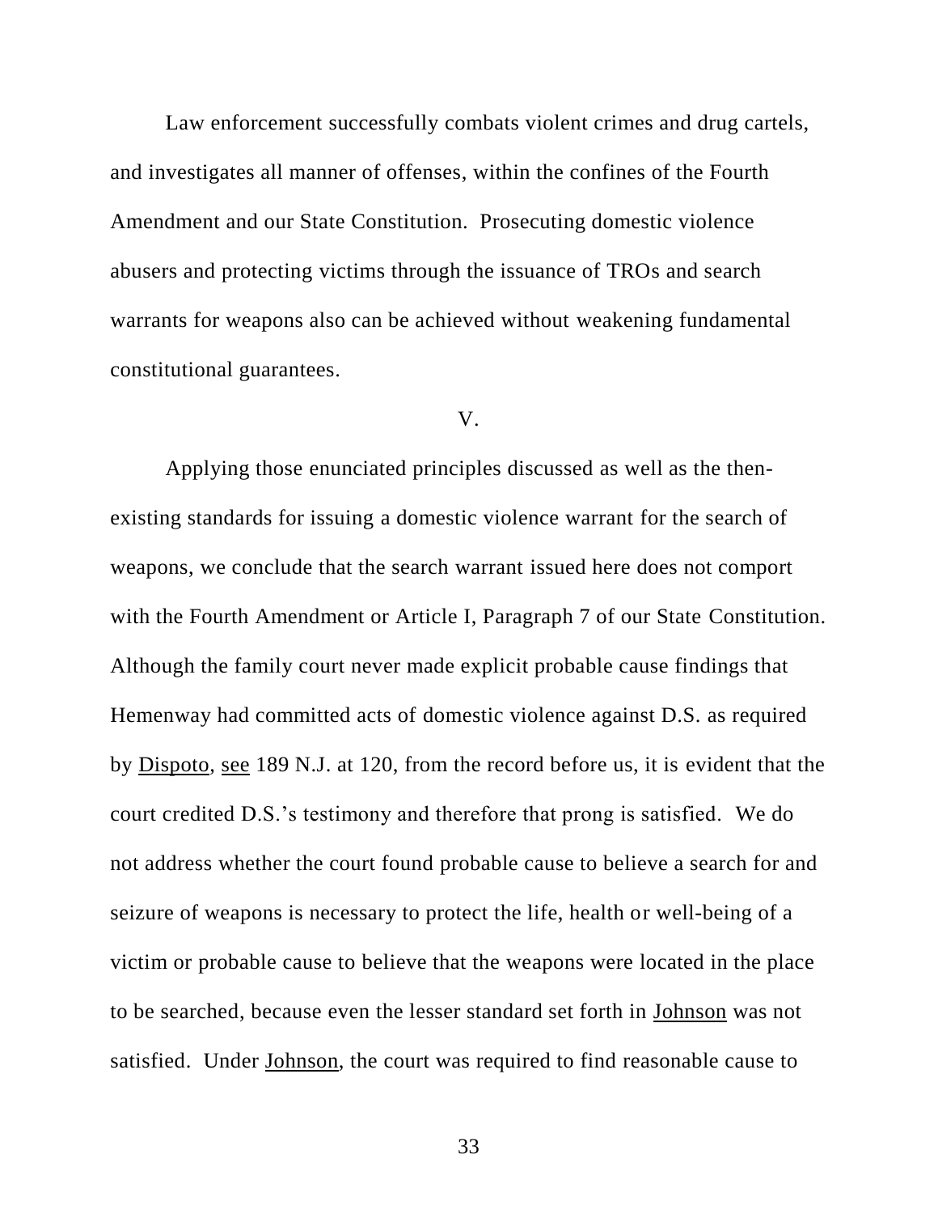Law enforcement successfully combats violent crimes and drug cartels, and investigates all manner of offenses, within the confines of the Fourth Amendment and our State Constitution. Prosecuting domestic violence abusers and protecting victims through the issuance of TROs and search warrants for weapons also can be achieved without weakening fundamental constitutional guarantees.

V.

Applying those enunciated principles discussed as well as the then-existing standards for issuing a domestic violence warrant for the search of weapons, we conclude that the search warrant issued here does not comport with the Fourth Amendment or Article I, Paragraph 7 of our State Constitution. Although the family court never made explicit probable cause findings that Hemenway had committed acts of domestic violence against D.S. as required by Dispoto, see 189 N.J. at 120, from the record before us, it is evident that the court credited D.S.'s testimony and therefore that prong is satisfied. We do not address whether the court found probable cause to believe a search for and seizure of weapons is necessary to protect the life, health or well-being of a victim or probable cause to believe that the weapons were located in the place to be searched, because even the lesser standard set forth in Johnson was not satisfied. Under Johnson, the court was required to find reasonable cause to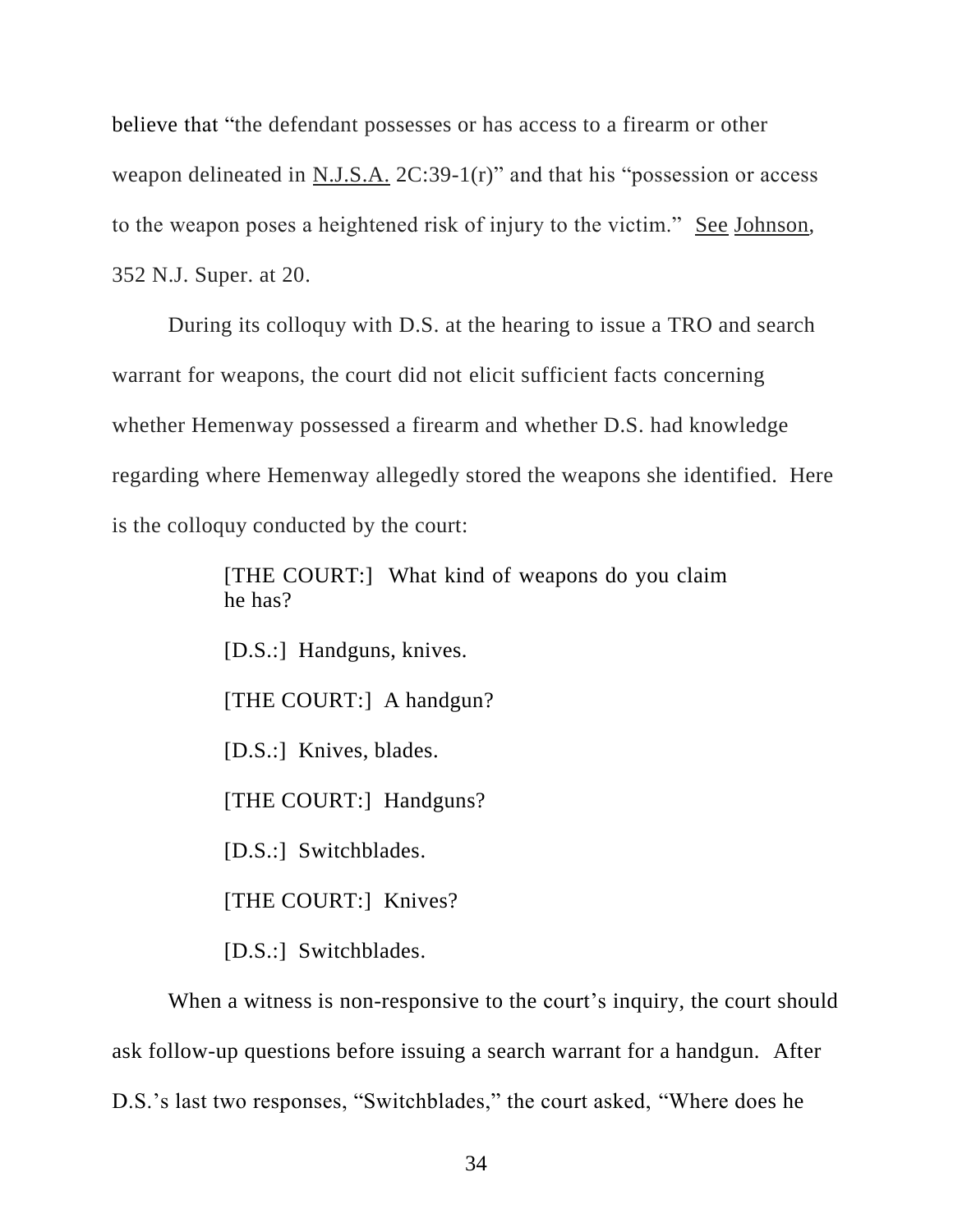believe that "the defendant possesses or has access to a firearm or other weapon delineated in N.J.S.A. 2C:39-1(r)" and that his "possession or access to the weapon poses a heightened risk of injury to the victim." See Johnson, 352 N.J. Super. at 20.

During its colloquy with D.S. at the hearing to issue a TRO and search warrant for weapons, the court did not elicit sufficient facts concerning whether Hemenway possessed a firearm and whether D.S. had knowledge regarding where Hemenway allegedly stored the weapons she identified. Here is the colloquy conducted by the court:

> [THE COURT:] What kind of weapons do you claim he has?
>
> [D.S.:] Handguns, knives.
>
> [THE COURT:] A handgun?
>
> [D.S.:] Knives, blades.
>
> [THE COURT:] Handguns?
>
> [D.S.:] Switchblades.
>
> [THE COURT:] Knives?
>
> [D.S.:] Switchblades.

When a witness is non-responsive to the court's inquiry, the court should ask follow-up questions before issuing a search warrant for a handgun. After D.S.'s last two responses, "Switchblades," the court asked, "Where does he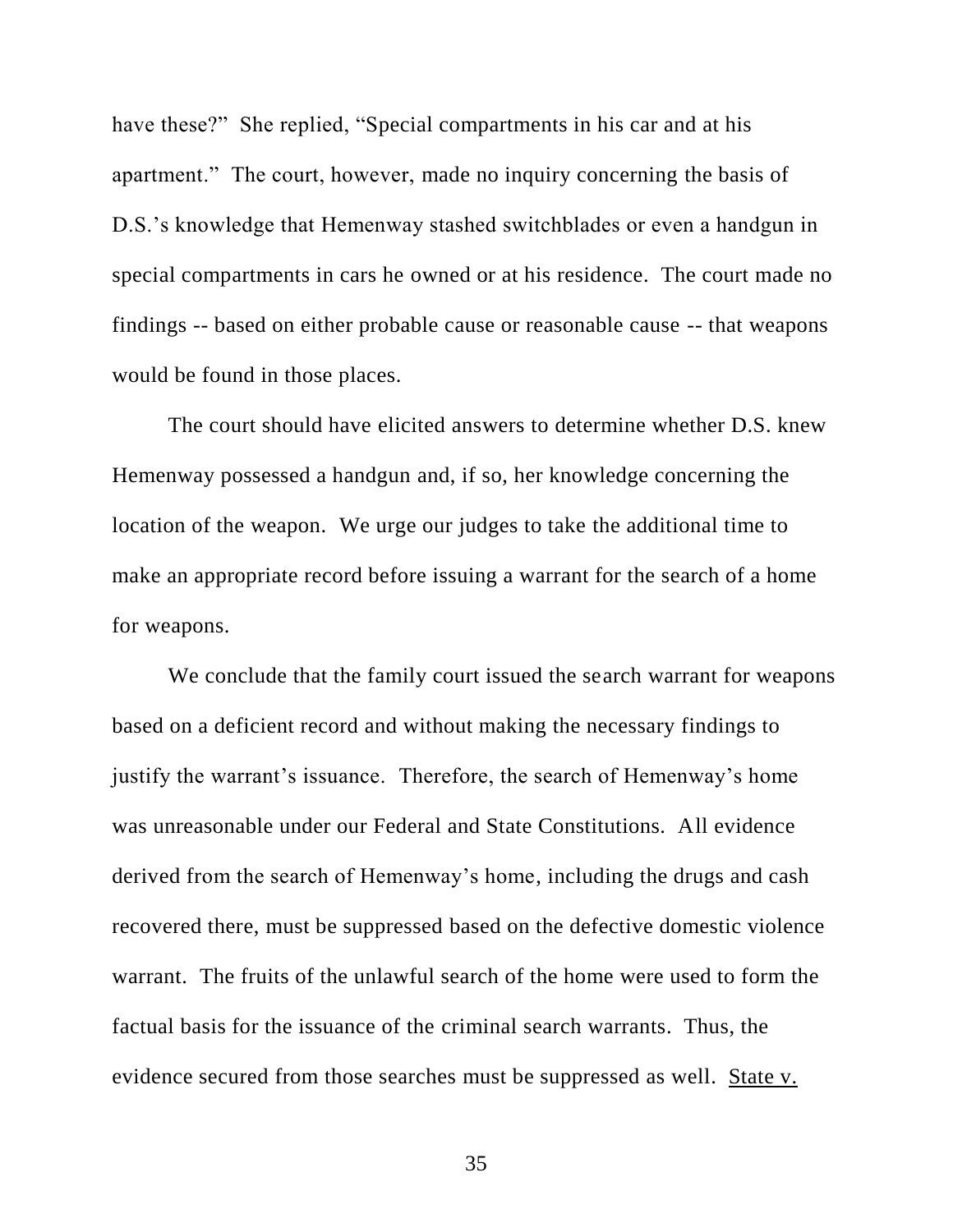have these?" She replied, "Special compartments in his car and at his apartment." The court, however, made no inquiry concerning the basis of D.S.'s knowledge that Hemenway stashed switchblades or even a handgun in special compartments in cars he owned or at his residence. The court made no findings -- based on either probable cause or reasonable cause -- that weapons would be found in those places.

The court should have elicited answers to determine whether D.S. knew Hemenway possessed a handgun and, if so, her knowledge concerning the location of the weapon. We urge our judges to take the additional time to make an appropriate record before issuing a warrant for the search of a home for weapons.

We conclude that the family court issued the search warrant for weapons based on a deficient record and without making the necessary findings to justify the warrant's issuance. Therefore, the search of Hemenway's home was unreasonable under our Federal and State Constitutions. All evidence derived from the search of Hemenway's home, including the drugs and cash recovered there, must be suppressed based on the defective domestic violence warrant. The fruits of the unlawful search of the home were used to form the factual basis for the issuance of the criminal search warrants. Thus, the evidence secured from those searches must be suppressed as well. <u>State v.</u>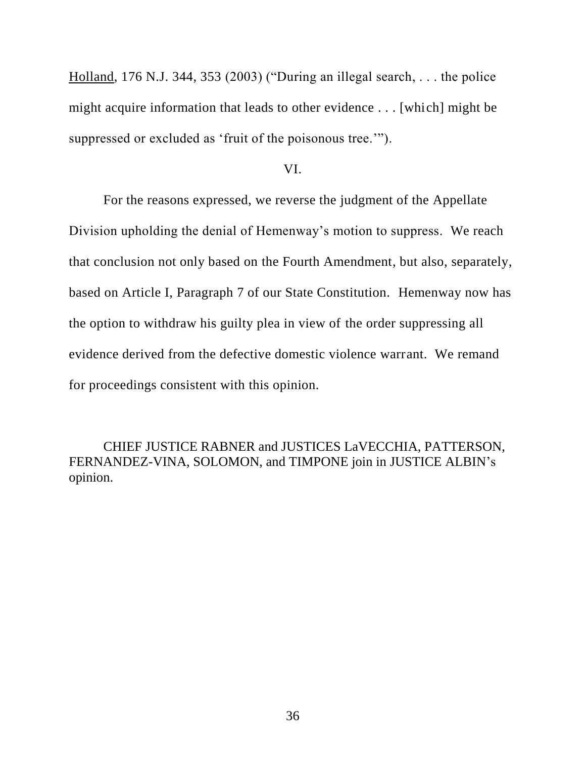Holland, 176 N.J. 344, 353 (2003) ("During an illegal search, . . . the police might acquire information that leads to other evidence . . . [which] might be suppressed or excluded as 'fruit of the poisonous tree.'").

VI.

For the reasons expressed, we reverse the judgment of the Appellate Division upholding the denial of Hemenway's motion to suppress. We reach that conclusion not only based on the Fourth Amendment, but also, separately, based on Article I, Paragraph 7 of our State Constitution. Hemenway now has the option to withdraw his guilty plea in view of the order suppressing all evidence derived from the defective domestic violence warrant. We remand for proceedings consistent with this opinion.

CHIEF JUSTICE RABNER and JUSTICES LaVECCHIA, PATTERSON, FERNANDEZ-VINA, SOLOMON, and TIMPONE join in JUSTICE ALBIN's opinion.